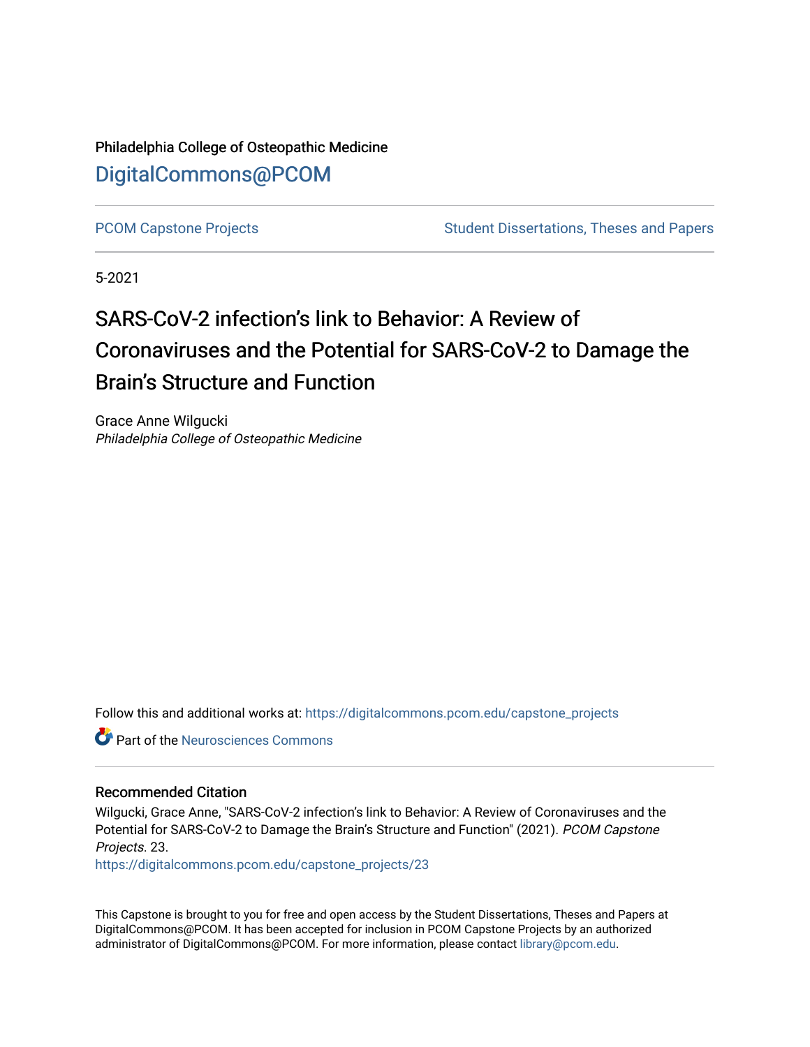Philadelphia College of Osteopathic Medicine

# DigitalCommons@PCOM

PCOM Capstone Projects | Student Dissertations, Theses and Papers

5-2021

# SARS-CoV-2 infection's link to Behavior: A Review of Coronaviruses and the Potential for SARS-CoV-2 to Damage the Brain's Structure and Function

Grace Anne Wilgucki

*Philadelphia College of Osteopathic Medicine*

Follow this and additional works at: https://digitalcommons.pcom.edu/capstone_projects

Part of the Neurosciences Commons

## Recommended Citation

Wilgucki, Grace Anne, "SARS-CoV-2 infection's link to Behavior: A Review of Coronaviruses and the Potential for SARS-CoV-2 to Damage the Brain's Structure and Function" (2021). *PCOM Capstone Projects*. 23.
https://digitalcommons.pcom.edu/capstone_projects/23

This Capstone is brought to you for free and open access by the Student Dissertations, Theses and Papers at DigitalCommons@PCOM. It has been accepted for inclusion in PCOM Capstone Projects by an authorized administrator of DigitalCommons@PCOM. For more information, please contact library@pcom.edu.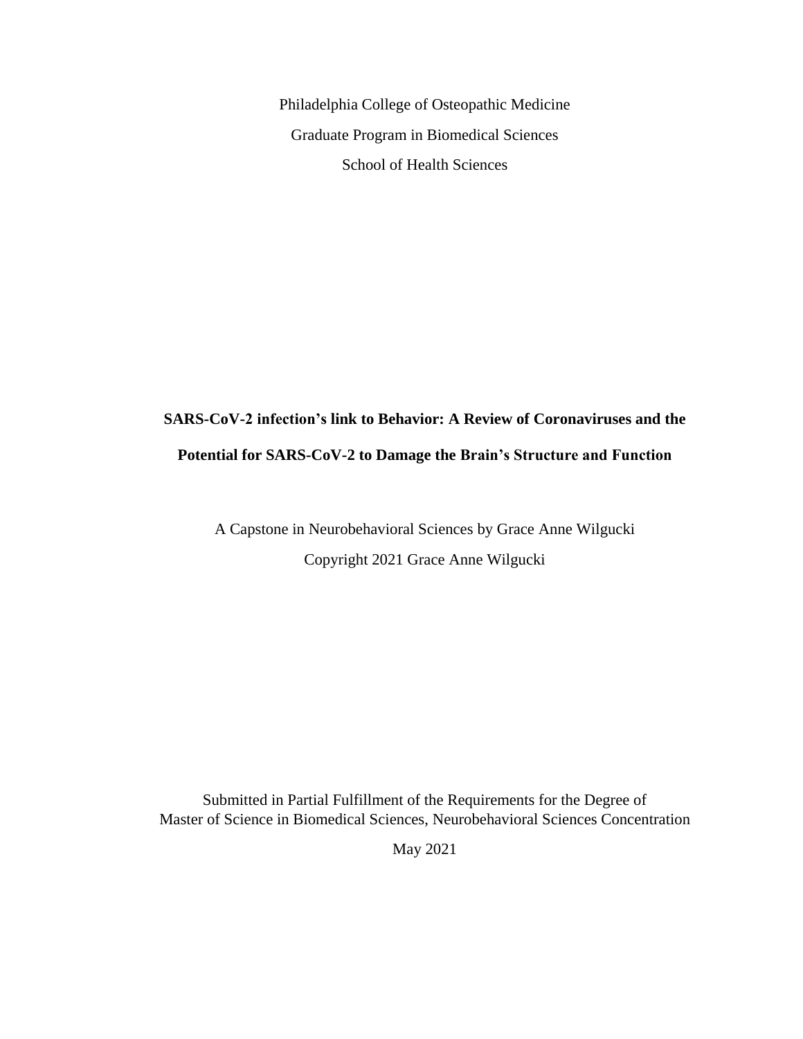Philadelphia College of Osteopathic Medicine

Graduate Program in Biomedical Sciences

School of Health Sciences

**SARS-CoV-2 infection's link to Behavior: A Review of Coronaviruses and the Potential for SARS-CoV-2 to Damage the Brain's Structure and Function**

A Capstone in Neurobehavioral Sciences by Grace Anne Wilgucki

Copyright 2021 Grace Anne Wilgucki

Submitted in Partial Fulfillment of the Requirements for the Degree of
Master of Science in Biomedical Sciences, Neurobehavioral Sciences Concentration

May 2021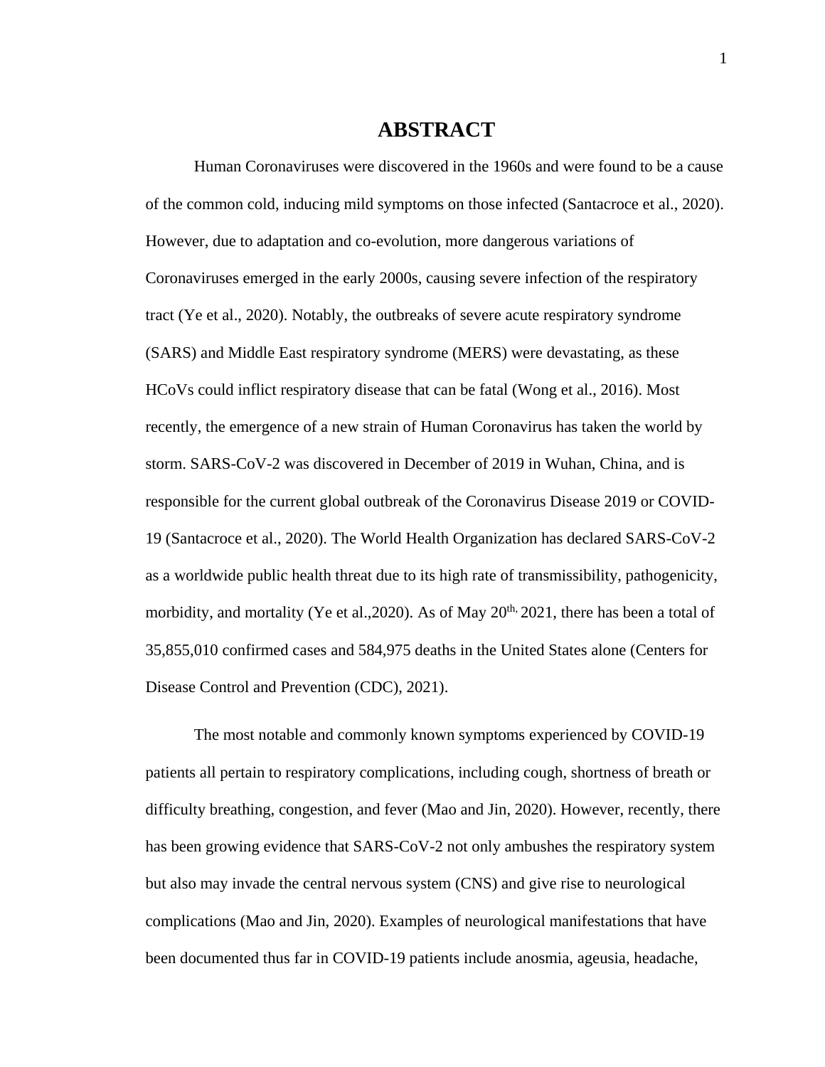# ABSTRACT

Human Coronaviruses were discovered in the 1960s and were found to be a cause of the common cold, inducing mild symptoms on those infected (Santacroce et al., 2020). However, due to adaptation and co-evolution, more dangerous variations of Coronaviruses emerged in the early 2000s, causing severe infection of the respiratory tract (Ye et al., 2020). Notably, the outbreaks of severe acute respiratory syndrome (SARS) and Middle East respiratory syndrome (MERS) were devastating, as these HCoVs could inflict respiratory disease that can be fatal (Wong et al., 2016). Most recently, the emergence of a new strain of Human Coronavirus has taken the world by storm. SARS-CoV-2 was discovered in December of 2019 in Wuhan, China, and is responsible for the current global outbreak of the Coronavirus Disease 2019 or COVID-19 (Santacroce et al., 2020). The World Health Organization has declared SARS-CoV-2 as a worldwide public health threat due to its high rate of transmissibility, pathogenicity, morbidity, and mortality (Ye et al.,2020). As of May 20th, 2021, there has been a total of 35,855,010 confirmed cases and 584,975 deaths in the United States alone (Centers for Disease Control and Prevention (CDC), 2021).

The most notable and commonly known symptoms experienced by COVID-19 patients all pertain to respiratory complications, including cough, shortness of breath or difficulty breathing, congestion, and fever (Mao and Jin, 2020). However, recently, there has been growing evidence that SARS-CoV-2 not only ambushes the respiratory system but also may invade the central nervous system (CNS) and give rise to neurological complications (Mao and Jin, 2020). Examples of neurological manifestations that have been documented thus far in COVID-19 patients include anosmia, ageusia, headache,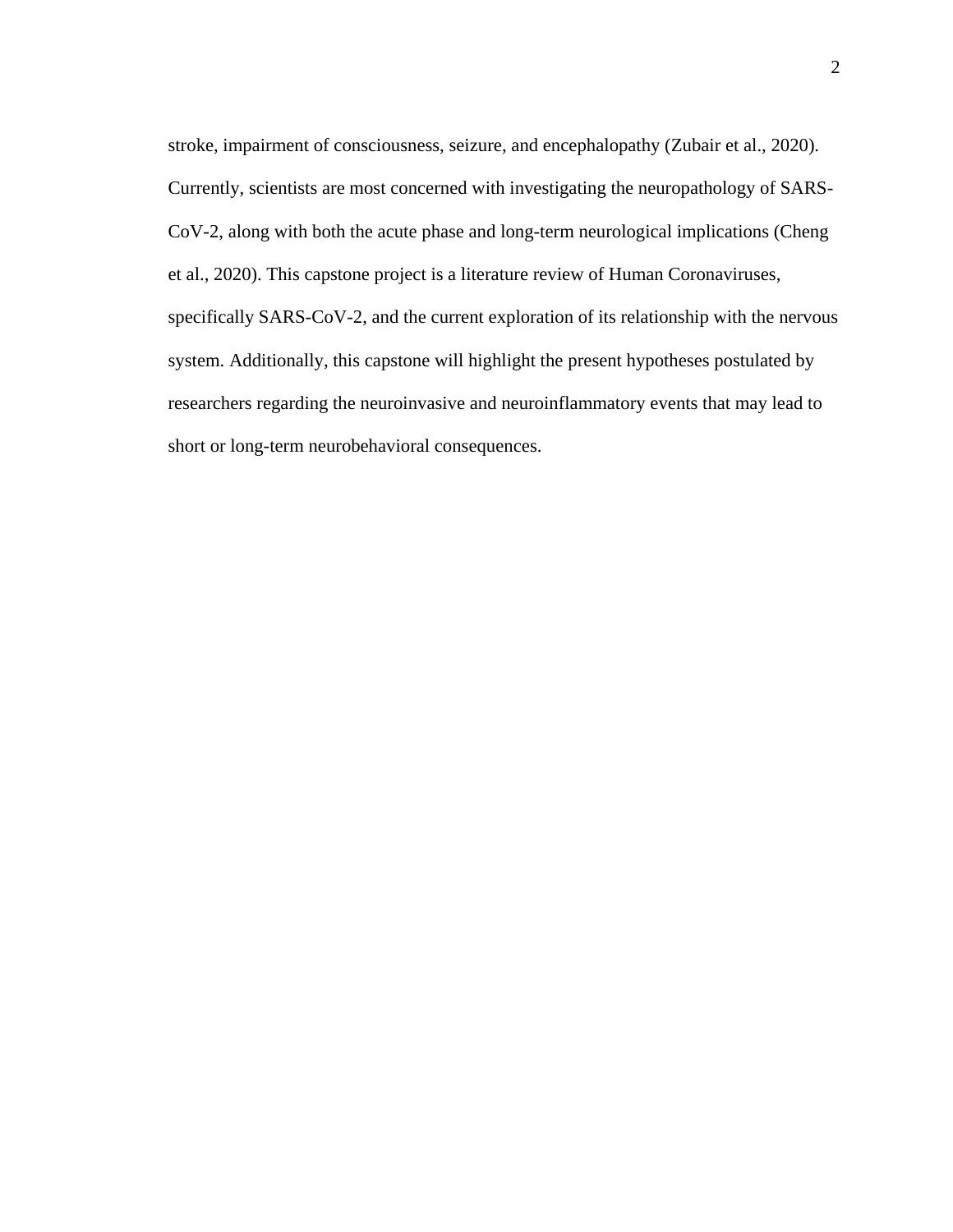stroke, impairment of consciousness, seizure, and encephalopathy (Zubair et al., 2020). Currently, scientists are most concerned with investigating the neuropathology of SARS-CoV-2, along with both the acute phase and long-term neurological implications (Cheng et al., 2020). This capstone project is a literature review of Human Coronaviruses, specifically SARS-CoV-2, and the current exploration of its relationship with the nervous system. Additionally, this capstone will highlight the present hypotheses postulated by researchers regarding the neuroinvasive and neuroinflammatory events that may lead to short or long-term neurobehavioral consequences.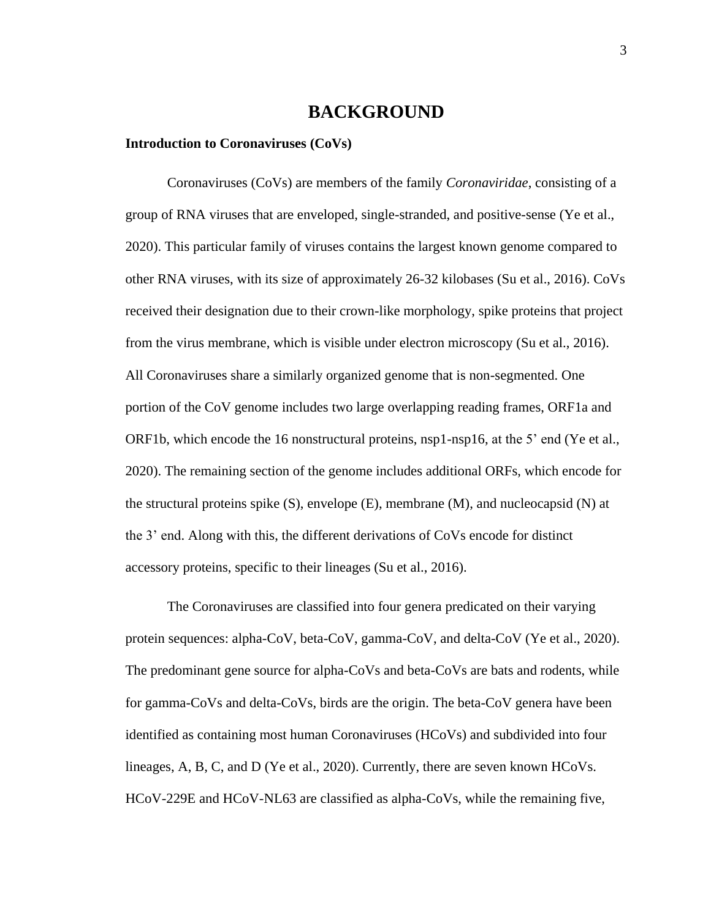# BACKGROUND

### Introduction to Coronaviruses (CoVs)

Coronaviruses (CoVs) are members of the family *Coronaviridae*, consisting of a group of RNA viruses that are enveloped, single-stranded, and positive-sense (Ye et al., 2020). This particular family of viruses contains the largest known genome compared to other RNA viruses, with its size of approximately 26-32 kilobases (Su et al., 2016). CoVs received their designation due to their crown-like morphology, spike proteins that project from the virus membrane, which is visible under electron microscopy (Su et al., 2016). All Coronaviruses share a similarly organized genome that is non-segmented. One portion of the CoV genome includes two large overlapping reading frames, ORF1a and ORF1b, which encode the 16 nonstructural proteins, nsp1-nsp16, at the 5' end (Ye et al., 2020). The remaining section of the genome includes additional ORFs, which encode for the structural proteins spike (S), envelope (E), membrane (M), and nucleocapsid (N) at the 3' end. Along with this, the different derivations of CoVs encode for distinct accessory proteins, specific to their lineages (Su et al., 2016).

The Coronaviruses are classified into four genera predicated on their varying protein sequences: alpha-CoV, beta-CoV, gamma-CoV, and delta-CoV (Ye et al., 2020). The predominant gene source for alpha-CoVs and beta-CoVs are bats and rodents, while for gamma-CoVs and delta-CoVs, birds are the origin. The beta-CoV genera have been identified as containing most human Coronaviruses (HCoVs) and subdivided into four lineages, A, B, C, and D (Ye et al., 2020). Currently, there are seven known HCoVs. HCoV-229E and HCoV-NL63 are classified as alpha-CoVs, while the remaining five,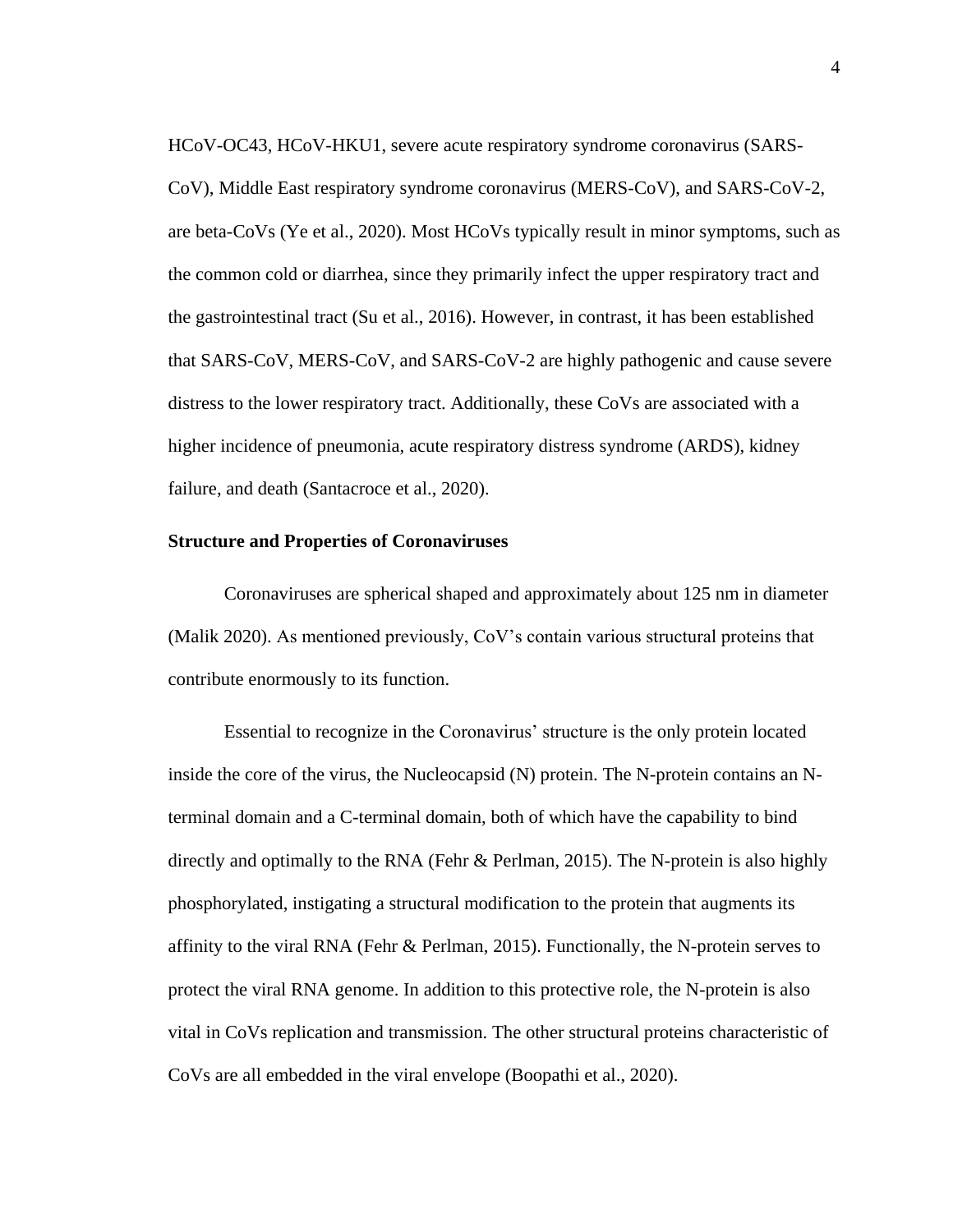HCoV-OC43, HCoV-HKU1, severe acute respiratory syndrome coronavirus (SARS-CoV), Middle East respiratory syndrome coronavirus (MERS-CoV), and SARS-CoV-2, are beta-CoVs (Ye et al., 2020). Most HCoVs typically result in minor symptoms, such as the common cold or diarrhea, since they primarily infect the upper respiratory tract and the gastrointestinal tract (Su et al., 2016). However, in contrast, it has been established that SARS-CoV, MERS-CoV, and SARS-CoV-2 are highly pathogenic and cause severe distress to the lower respiratory tract. Additionally, these CoVs are associated with a higher incidence of pneumonia, acute respiratory distress syndrome (ARDS), kidney failure, and death (Santacroce et al., 2020).

**Structure and Properties of Coronaviruses**

Coronaviruses are spherical shaped and approximately about 125 nm in diameter (Malik 2020). As mentioned previously, CoV's contain various structural proteins that contribute enormously to its function.

Essential to recognize in the Coronavirus' structure is the only protein located inside the core of the virus, the Nucleocapsid (N) protein. The N-protein contains an N-terminal domain and a C-terminal domain, both of which have the capability to bind directly and optimally to the RNA (Fehr & Perlman, 2015). The N-protein is also highly phosphorylated, instigating a structural modification to the protein that augments its affinity to the viral RNA (Fehr & Perlman, 2015). Functionally, the N-protein serves to protect the viral RNA genome. In addition to this protective role, the N-protein is also vital in CoVs replication and transmission. The other structural proteins characteristic of CoVs are all embedded in the viral envelope (Boopathi et al., 2020).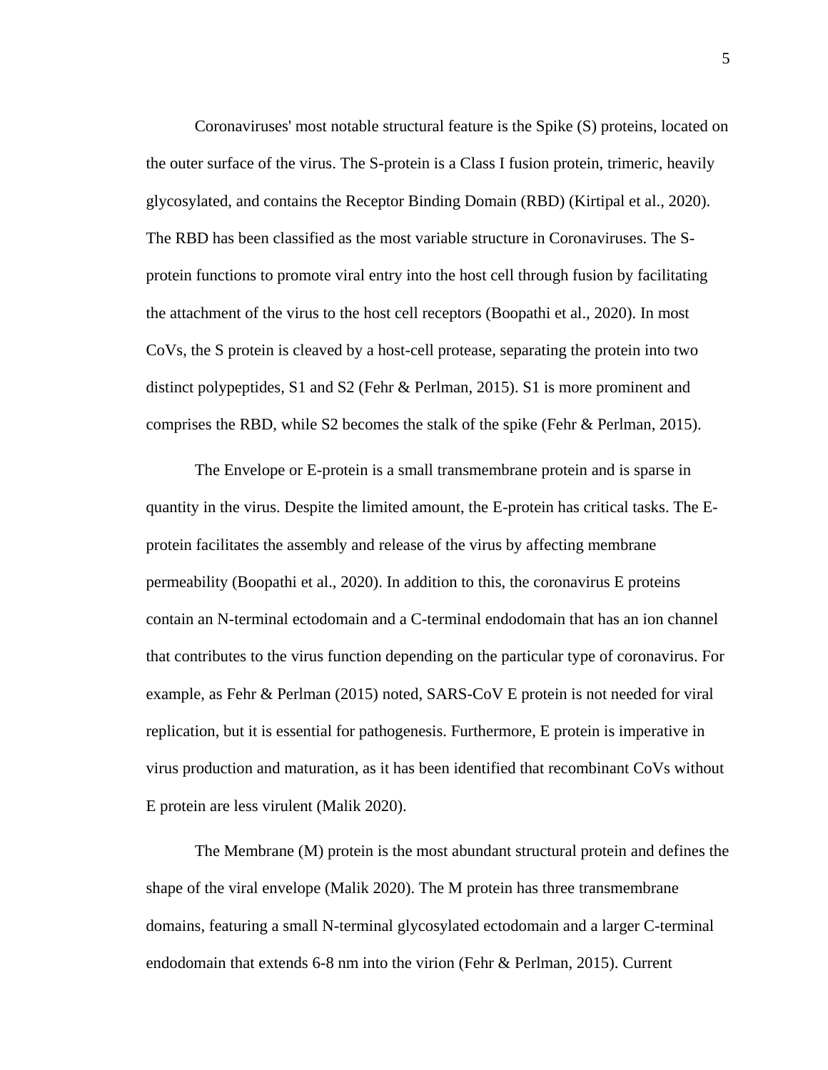Coronaviruses' most notable structural feature is the Spike (S) proteins, located on the outer surface of the virus. The S-protein is a Class I fusion protein, trimeric, heavily glycosylated, and contains the Receptor Binding Domain (RBD) (Kirtipal et al., 2020). The RBD has been classified as the most variable structure in Coronaviruses. The S-protein functions to promote viral entry into the host cell through fusion by facilitating the attachment of the virus to the host cell receptors (Boopathi et al., 2020). In most CoVs, the S protein is cleaved by a host-cell protease, separating the protein into two distinct polypeptides, S1 and S2 (Fehr & Perlman, 2015). S1 is more prominent and comprises the RBD, while S2 becomes the stalk of the spike (Fehr & Perlman, 2015).

The Envelope or E-protein is a small transmembrane protein and is sparse in quantity in the virus. Despite the limited amount, the E-protein has critical tasks. The E-protein facilitates the assembly and release of the virus by affecting membrane permeability (Boopathi et al., 2020). In addition to this, the coronavirus E proteins contain an N-terminal ectodomain and a C-terminal endodomain that has an ion channel that contributes to the virus function depending on the particular type of coronavirus. For example, as Fehr & Perlman (2015) noted, SARS-CoV E protein is not needed for viral replication, but it is essential for pathogenesis. Furthermore, E protein is imperative in virus production and maturation, as it has been identified that recombinant CoVs without E protein are less virulent (Malik 2020).

The Membrane (M) protein is the most abundant structural protein and defines the shape of the viral envelope (Malik 2020). The M protein has three transmembrane domains, featuring a small N-terminal glycosylated ectodomain and a larger C-terminal endodomain that extends 6-8 nm into the virion (Fehr & Perlman, 2015). Current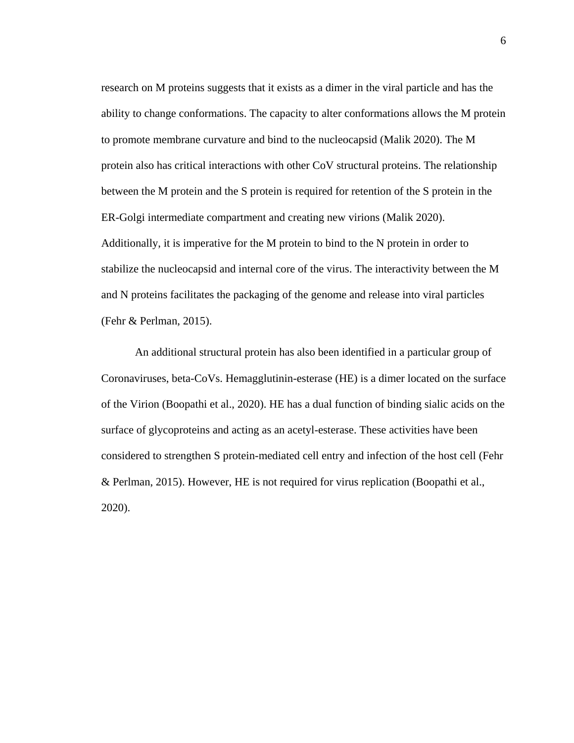research on M proteins suggests that it exists as a dimer in the viral particle and has the ability to change conformations. The capacity to alter conformations allows the M protein to promote membrane curvature and bind to the nucleocapsid (Malik 2020). The M protein also has critical interactions with other CoV structural proteins. The relationship between the M protein and the S protein is required for retention of the S protein in the ER-Golgi intermediate compartment and creating new virions (Malik 2020). Additionally, it is imperative for the M protein to bind to the N protein in order to stabilize the nucleocapsid and internal core of the virus. The interactivity between the M and N proteins facilitates the packaging of the genome and release into viral particles (Fehr & Perlman, 2015).

An additional structural protein has also been identified in a particular group of Coronaviruses, beta-CoVs. Hemagglutinin-esterase (HE) is a dimer located on the surface of the Virion (Boopathi et al., 2020). HE has a dual function of binding sialic acids on the surface of glycoproteins and acting as an acetyl-esterase. These activities have been considered to strengthen S protein-mediated cell entry and infection of the host cell (Fehr & Perlman, 2015). However, HE is not required for virus replication (Boopathi et al., 2020).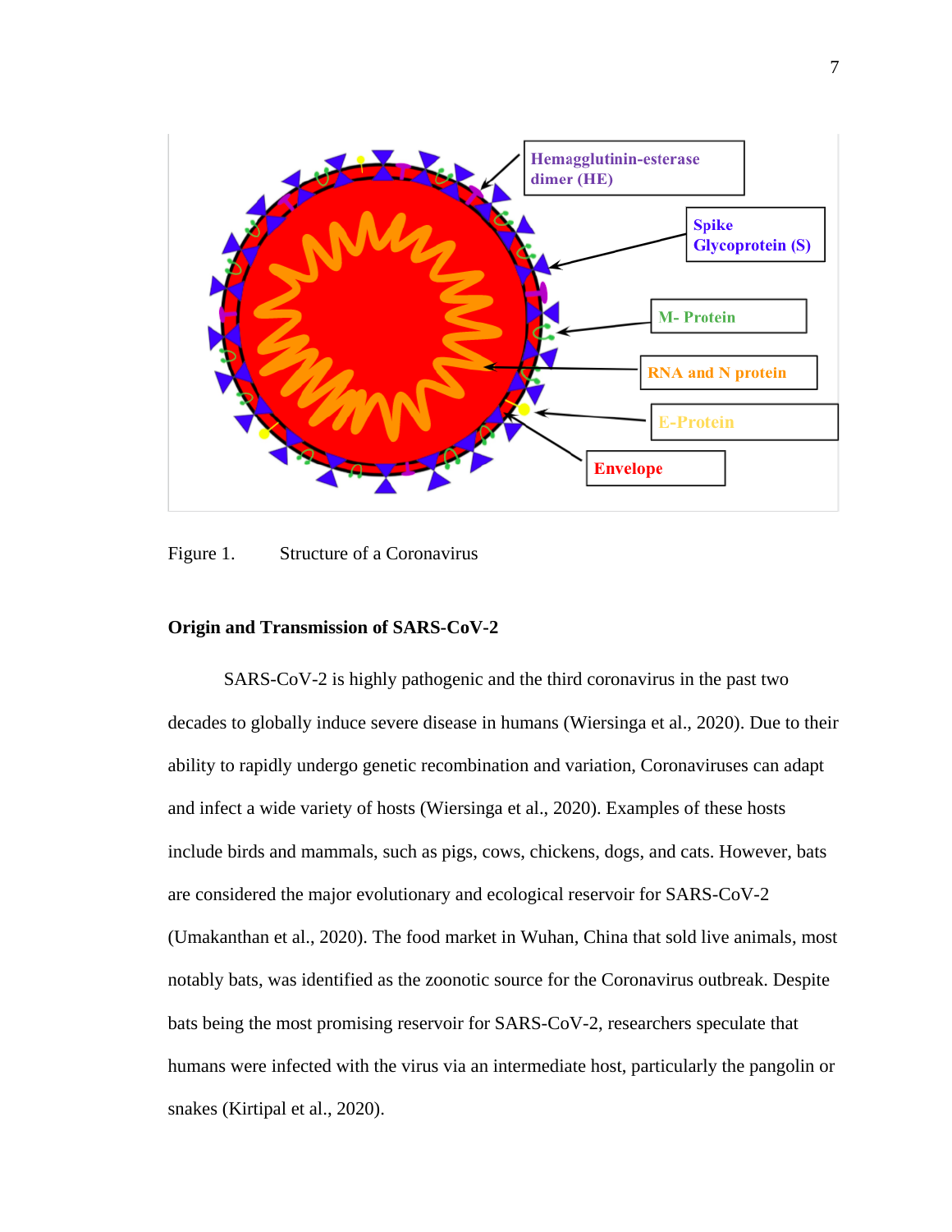Figure 1. Structure of a Coronavirus

**Origin and Transmission of SARS-CoV-2**

SARS-CoV-2 is highly pathogenic and the third coronavirus in the past two decades to globally induce severe disease in humans (Wiersinga et al., 2020). Due to their ability to rapidly undergo genetic recombination and variation, Coronaviruses can adapt and infect a wide variety of hosts (Wiersinga et al., 2020). Examples of these hosts include birds and mammals, such as pigs, cows, chickens, dogs, and cats. However, bats are considered the major evolutionary and ecological reservoir for SARS-CoV-2 (Umakanthan et al., 2020). The food market in Wuhan, China that sold live animals, most notably bats, was identified as the zoonotic source for the Coronavirus outbreak. Despite bats being the most promising reservoir for SARS-CoV-2, researchers speculate that humans were infected with the virus via an intermediate host, particularly the pangolin or snakes (Kirtipal et al., 2020).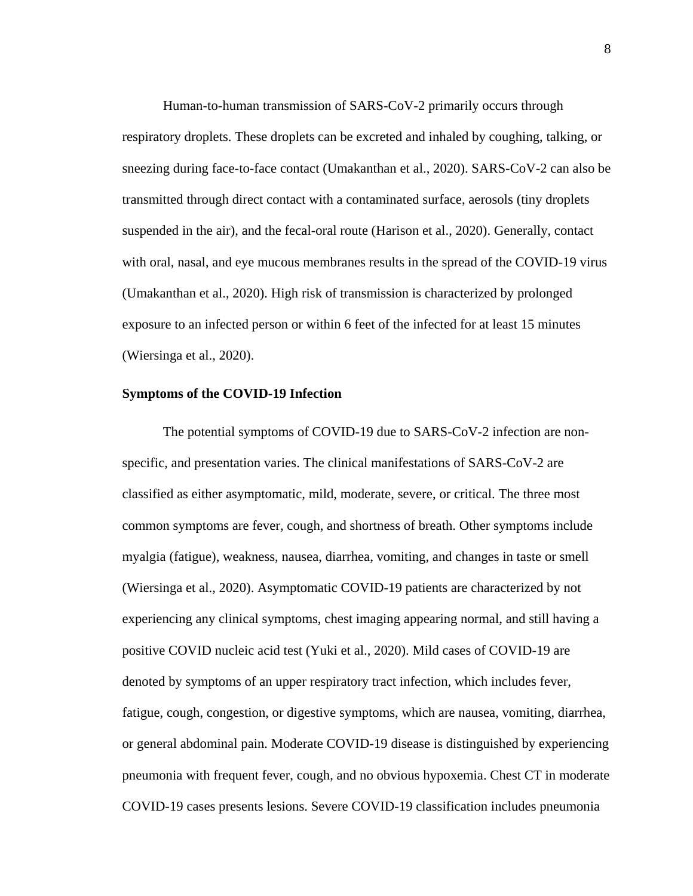Human-to-human transmission of SARS-CoV-2 primarily occurs through respiratory droplets. These droplets can be excreted and inhaled by coughing, talking, or sneezing during face-to-face contact (Umakanthan et al., 2020). SARS-CoV-2 can also be transmitted through direct contact with a contaminated surface, aerosols (tiny droplets suspended in the air), and the fecal-oral route (Harison et al., 2020). Generally, contact with oral, nasal, and eye mucous membranes results in the spread of the COVID-19 virus (Umakanthan et al., 2020). High risk of transmission is characterized by prolonged exposure to an infected person or within 6 feet of the infected for at least 15 minutes (Wiersinga et al., 2020).

**Symptoms of the COVID-19 Infection**

The potential symptoms of COVID-19 due to SARS-CoV-2 infection are non-specific, and presentation varies. The clinical manifestations of SARS-CoV-2 are classified as either asymptomatic, mild, moderate, severe, or critical. The three most common symptoms are fever, cough, and shortness of breath. Other symptoms include myalgia (fatigue), weakness, nausea, diarrhea, vomiting, and changes in taste or smell (Wiersinga et al., 2020). Asymptomatic COVID-19 patients are characterized by not experiencing any clinical symptoms, chest imaging appearing normal, and still having a positive COVID nucleic acid test (Yuki et al., 2020). Mild cases of COVID-19 are denoted by symptoms of an upper respiratory tract infection, which includes fever, fatigue, cough, congestion, or digestive symptoms, which are nausea, vomiting, diarrhea, or general abdominal pain. Moderate COVID-19 disease is distinguished by experiencing pneumonia with frequent fever, cough, and no obvious hypoxemia. Chest CT in moderate COVID-19 cases presents lesions. Severe COVID-19 classification includes pneumonia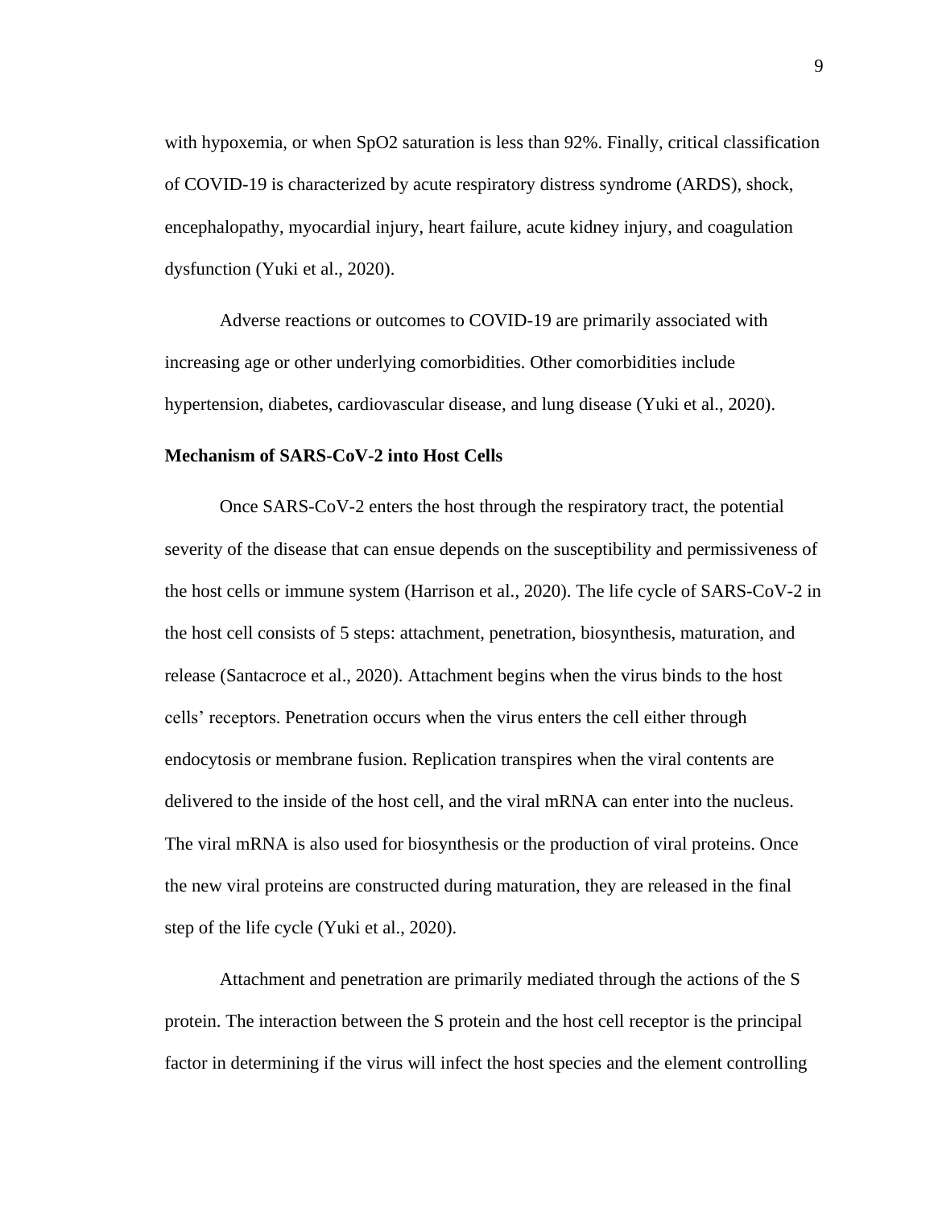with hypoxemia, or when SpO2 saturation is less than 92%. Finally, critical classification of COVID-19 is characterized by acute respiratory distress syndrome (ARDS), shock, encephalopathy, myocardial injury, heart failure, acute kidney injury, and coagulation dysfunction (Yuki et al., 2020).

Adverse reactions or outcomes to COVID-19 are primarily associated with increasing age or other underlying comorbidities. Other comorbidities include hypertension, diabetes, cardiovascular disease, and lung disease (Yuki et al., 2020).

**Mechanism of SARS-CoV-2 into Host Cells**

Once SARS-CoV-2 enters the host through the respiratory tract, the potential severity of the disease that can ensue depends on the susceptibility and permissiveness of the host cells or immune system (Harrison et al., 2020). The life cycle of SARS-CoV-2 in the host cell consists of 5 steps: attachment, penetration, biosynthesis, maturation, and release (Santacroce et al., 2020). Attachment begins when the virus binds to the host cells' receptors. Penetration occurs when the virus enters the cell either through endocytosis or membrane fusion. Replication transpires when the viral contents are delivered to the inside of the host cell, and the viral mRNA can enter into the nucleus. The viral mRNA is also used for biosynthesis or the production of viral proteins. Once the new viral proteins are constructed during maturation, they are released in the final step of the life cycle (Yuki et al., 2020).

Attachment and penetration are primarily mediated through the actions of the S protein. The interaction between the S protein and the host cell receptor is the principal factor in determining if the virus will infect the host species and the element controlling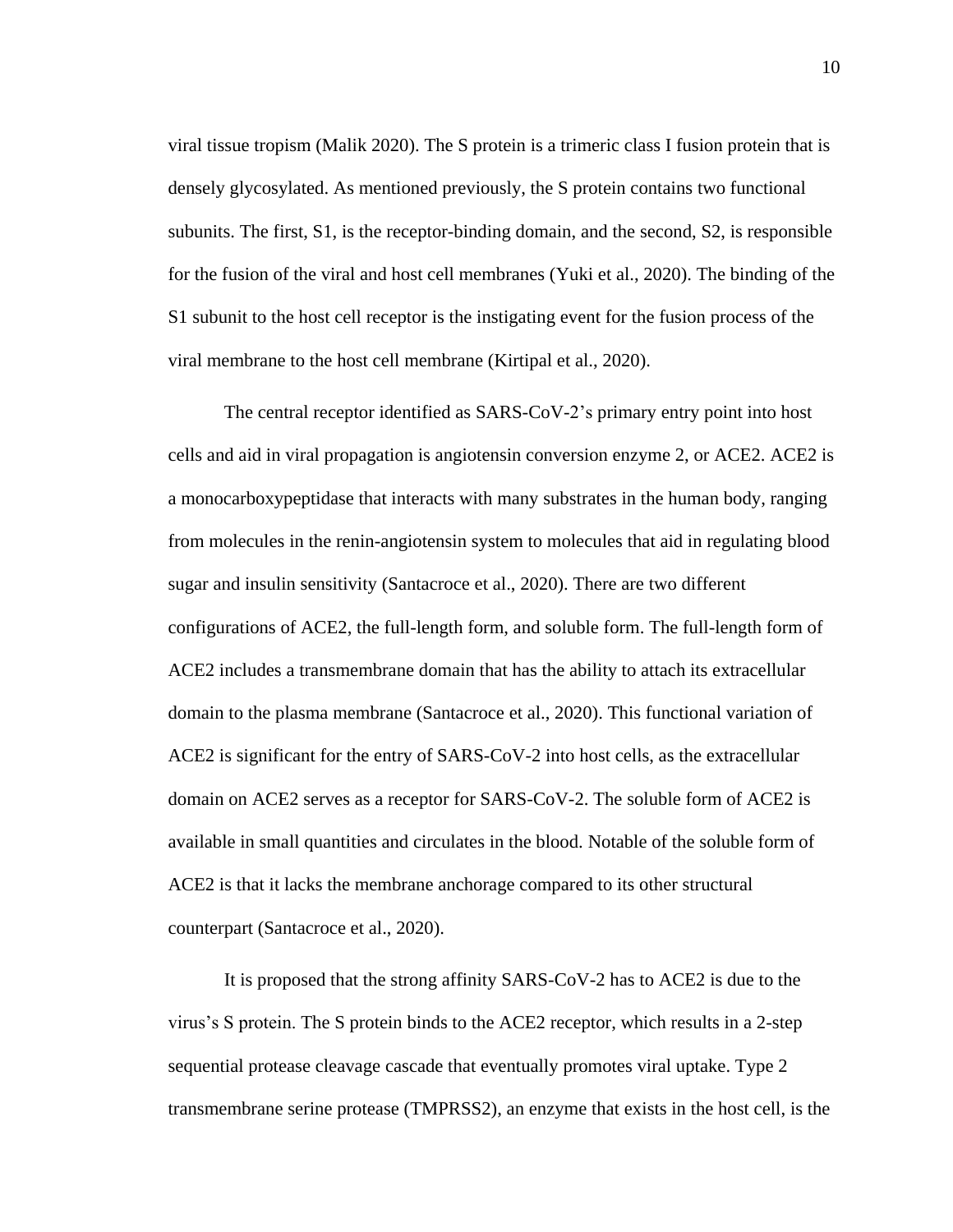viral tissue tropism (Malik 2020). The S protein is a trimeric class I fusion protein that is densely glycosylated. As mentioned previously, the S protein contains two functional subunits. The first, S1, is the receptor-binding domain, and the second, S2, is responsible for the fusion of the viral and host cell membranes (Yuki et al., 2020). The binding of the S1 subunit to the host cell receptor is the instigating event for the fusion process of the viral membrane to the host cell membrane (Kirtipal et al., 2020).

The central receptor identified as SARS-CoV-2's primary entry point into host cells and aid in viral propagation is angiotensin conversion enzyme 2, or ACE2. ACE2 is a monocarboxypeptidase that interacts with many substrates in the human body, ranging from molecules in the renin-angiotensin system to molecules that aid in regulating blood sugar and insulin sensitivity (Santacroce et al., 2020). There are two different configurations of ACE2, the full-length form, and soluble form. The full-length form of ACE2 includes a transmembrane domain that has the ability to attach its extracellular domain to the plasma membrane (Santacroce et al., 2020). This functional variation of ACE2 is significant for the entry of SARS-CoV-2 into host cells, as the extracellular domain on ACE2 serves as a receptor for SARS-CoV-2. The soluble form of ACE2 is available in small quantities and circulates in the blood. Notable of the soluble form of ACE2 is that it lacks the membrane anchorage compared to its other structural counterpart (Santacroce et al., 2020).

It is proposed that the strong affinity SARS-CoV-2 has to ACE2 is due to the virus's S protein. The S protein binds to the ACE2 receptor, which results in a 2-step sequential protease cleavage cascade that eventually promotes viral uptake. Type 2 transmembrane serine protease (TMPRSS2), an enzyme that exists in the host cell, is the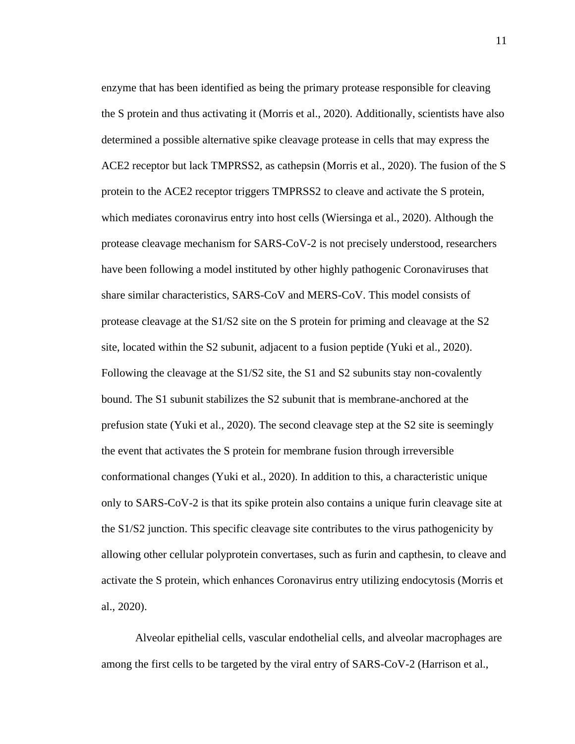enzyme that has been identified as being the primary protease responsible for cleaving the S protein and thus activating it (Morris et al., 2020). Additionally, scientists have also determined a possible alternative spike cleavage protease in cells that may express the ACE2 receptor but lack TMPRSS2, as cathepsin (Morris et al., 2020). The fusion of the S protein to the ACE2 receptor triggers TMPRSS2 to cleave and activate the S protein, which mediates coronavirus entry into host cells (Wiersinga et al., 2020). Although the protease cleavage mechanism for SARS-CoV-2 is not precisely understood, researchers have been following a model instituted by other highly pathogenic Coronaviruses that share similar characteristics, SARS-CoV and MERS-CoV. This model consists of protease cleavage at the S1/S2 site on the S protein for priming and cleavage at the S2 site, located within the S2 subunit, adjacent to a fusion peptide (Yuki et al., 2020). Following the cleavage at the S1/S2 site, the S1 and S2 subunits stay non-covalently bound. The S1 subunit stabilizes the S2 subunit that is membrane-anchored at the prefusion state (Yuki et al., 2020). The second cleavage step at the S2 site is seemingly the event that activates the S protein for membrane fusion through irreversible conformational changes (Yuki et al., 2020). In addition to this, a characteristic unique only to SARS-CoV-2 is that its spike protein also contains a unique furin cleavage site at the S1/S2 junction. This specific cleavage site contributes to the virus pathogenicity by allowing other cellular polyprotein convertases, such as furin and capthesin, to cleave and activate the S protein, which enhances Coronavirus entry utilizing endocytosis (Morris et al., 2020).

Alveolar epithelial cells, vascular endothelial cells, and alveolar macrophages are among the first cells to be targeted by the viral entry of SARS-CoV-2 (Harrison et al.,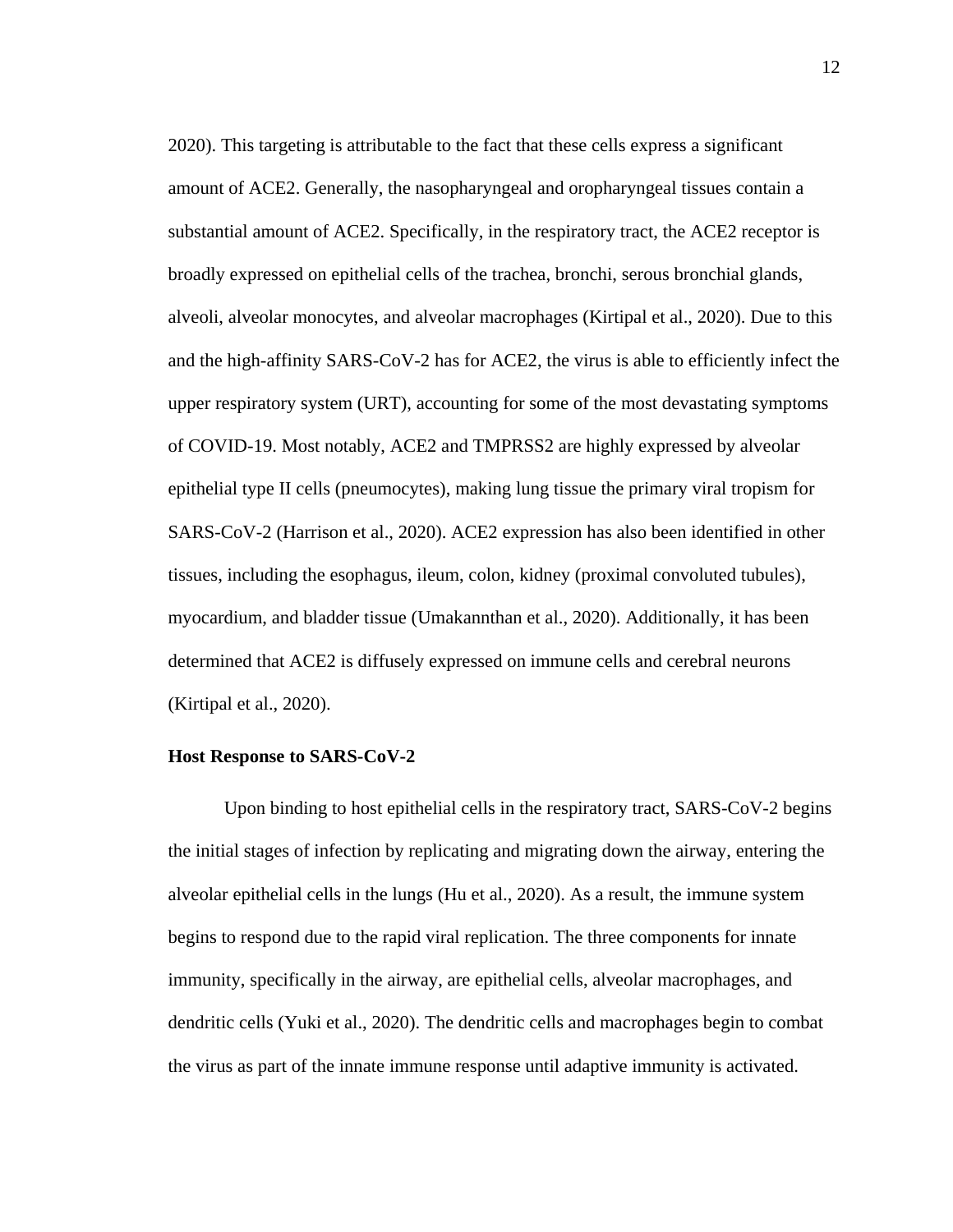2020). This targeting is attributable to the fact that these cells express a significant amount of ACE2. Generally, the nasopharyngeal and oropharyngeal tissues contain a substantial amount of ACE2. Specifically, in the respiratory tract, the ACE2 receptor is broadly expressed on epithelial cells of the trachea, bronchi, serous bronchial glands, alveoli, alveolar monocytes, and alveolar macrophages (Kirtipal et al., 2020). Due to this and the high-affinity SARS-CoV-2 has for ACE2, the virus is able to efficiently infect the upper respiratory system (URT), accounting for some of the most devastating symptoms of COVID-19. Most notably, ACE2 and TMPRSS2 are highly expressed by alveolar epithelial type II cells (pneumocytes), making lung tissue the primary viral tropism for SARS-CoV-2 (Harrison et al., 2020). ACE2 expression has also been identified in other tissues, including the esophagus, ileum, colon, kidney (proximal convoluted tubules), myocardium, and bladder tissue (Umakannthan et al., 2020). Additionally, it has been determined that ACE2 is diffusely expressed on immune cells and cerebral neurons (Kirtipal et al., 2020).

**Host Response to SARS-CoV-2**

Upon binding to host epithelial cells in the respiratory tract, SARS-CoV-2 begins the initial stages of infection by replicating and migrating down the airway, entering the alveolar epithelial cells in the lungs (Hu et al., 2020). As a result, the immune system begins to respond due to the rapid viral replication. The three components for innate immunity, specifically in the airway, are epithelial cells, alveolar macrophages, and dendritic cells (Yuki et al., 2020). The dendritic cells and macrophages begin to combat the virus as part of the innate immune response until adaptive immunity is activated.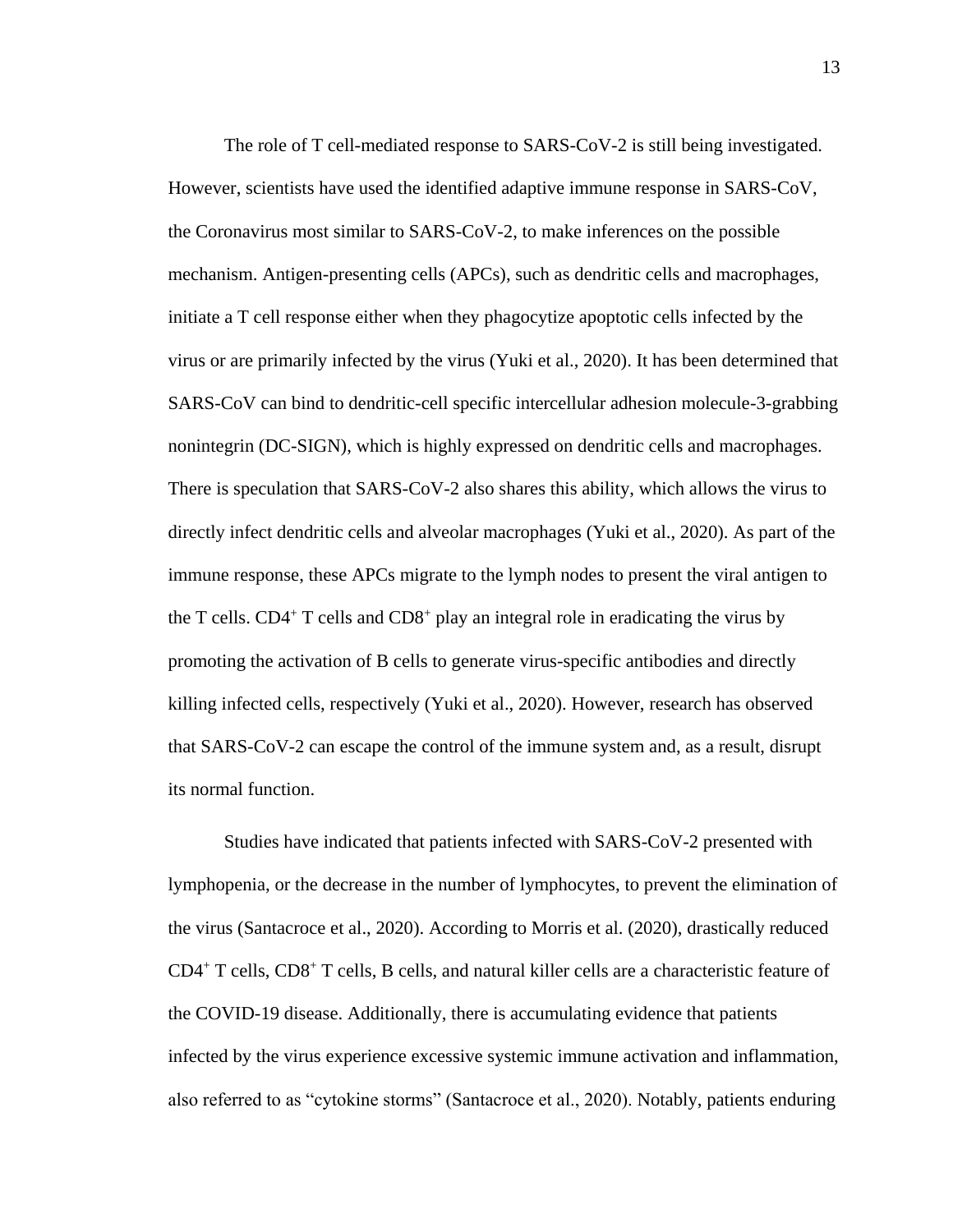The role of T cell-mediated response to SARS-CoV-2 is still being investigated. However, scientists have used the identified adaptive immune response in SARS-CoV, the Coronavirus most similar to SARS-CoV-2, to make inferences on the possible mechanism. Antigen-presenting cells (APCs), such as dendritic cells and macrophages, initiate a T cell response either when they phagocytize apoptotic cells infected by the virus or are primarily infected by the virus (Yuki et al., 2020). It has been determined that SARS-CoV can bind to dendritic-cell specific intercellular adhesion molecule-3-grabbing nonintegrin (DC-SIGN), which is highly expressed on dendritic cells and macrophages. There is speculation that SARS-CoV-2 also shares this ability, which allows the virus to directly infect dendritic cells and alveolar macrophages (Yuki et al., 2020). As part of the immune response, these APCs migrate to the lymph nodes to present the viral antigen to the T cells. $CD4^+$ T cells and $CD8^+$ play an integral role in eradicating the virus by promoting the activation of B cells to generate virus-specific antibodies and directly killing infected cells, respectively (Yuki et al., 2020). However, research has observed that SARS-CoV-2 can escape the control of the immune system and, as a result, disrupt its normal function.

Studies have indicated that patients infected with SARS-CoV-2 presented with lymphopenia, or the decrease in the number of lymphocytes, to prevent the elimination of the virus (Santacroce et al., 2020). According to Morris et al. (2020), drastically reduced $CD4^+$ T cells, $CD8^+$ T cells, B cells, and natural killer cells are a characteristic feature of the COVID-19 disease. Additionally, there is accumulating evidence that patients infected by the virus experience excessive systemic immune activation and inflammation, also referred to as "cytokine storms" (Santacroce et al., 2020). Notably, patients enduring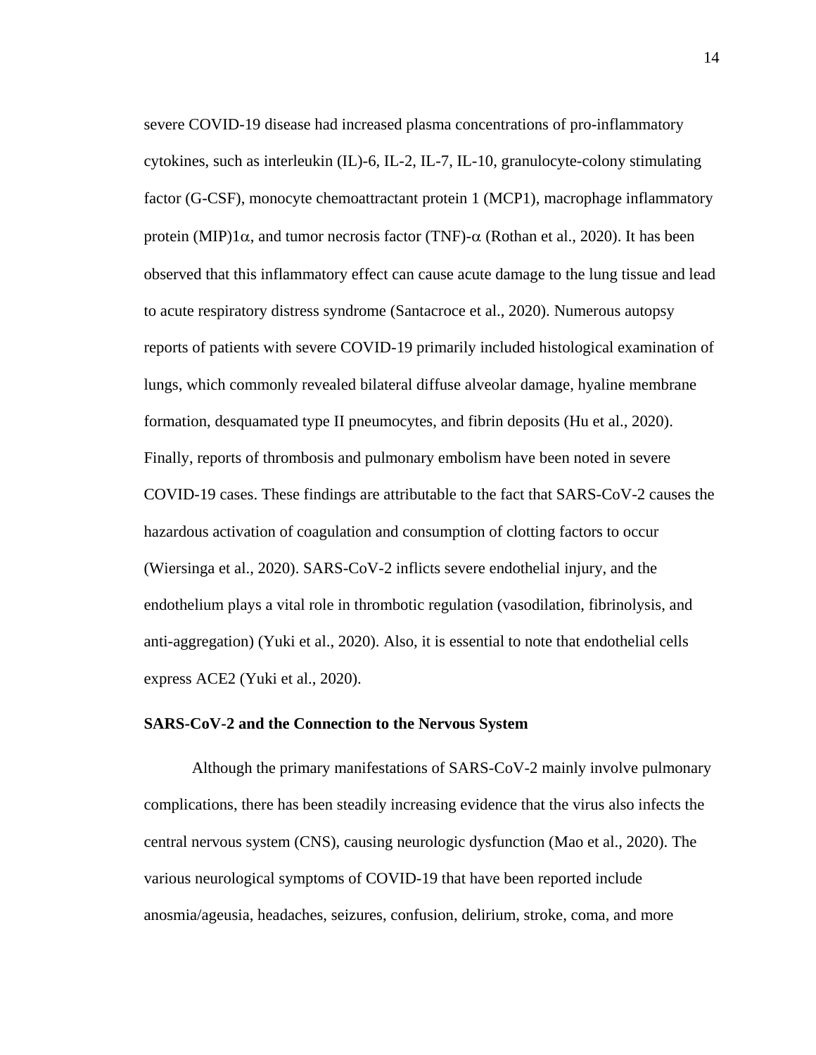severe COVID-19 disease had increased plasma concentrations of pro-inflammatory cytokines, such as interleukin (IL)-6, IL-2, IL-7, IL-10, granulocyte-colony stimulating factor (G-CSF), monocyte chemoattractant protein 1 (MCP1), macrophage inflammatory protein (MIP)1$\alpha$, and tumor necrosis factor (TNF)-$\alpha$ (Rothan et al., 2020). It has been observed that this inflammatory effect can cause acute damage to the lung tissue and lead to acute respiratory distress syndrome (Santacroce et al., 2020). Numerous autopsy reports of patients with severe COVID-19 primarily included histological examination of lungs, which commonly revealed bilateral diffuse alveolar damage, hyaline membrane formation, desquamated type II pneumocytes, and fibrin deposits (Hu et al., 2020). Finally, reports of thrombosis and pulmonary embolism have been noted in severe COVID-19 cases. These findings are attributable to the fact that SARS-CoV-2 causes the hazardous activation of coagulation and consumption of clotting factors to occur (Wiersinga et al., 2020). SARS-CoV-2 inflicts severe endothelial injury, and the endothelium plays a vital role in thrombotic regulation (vasodilation, fibrinolysis, and anti-aggregation) (Yuki et al., 2020). Also, it is essential to note that endothelial cells express ACE2 (Yuki et al., 2020).

**SARS-CoV-2 and the Connection to the Nervous System**

Although the primary manifestations of SARS-CoV-2 mainly involve pulmonary complications, there has been steadily increasing evidence that the virus also infects the central nervous system (CNS), causing neurologic dysfunction (Mao et al., 2020). The various neurological symptoms of COVID-19 that have been reported include anosmia/ageusia, headaches, seizures, confusion, delirium, stroke, coma, and more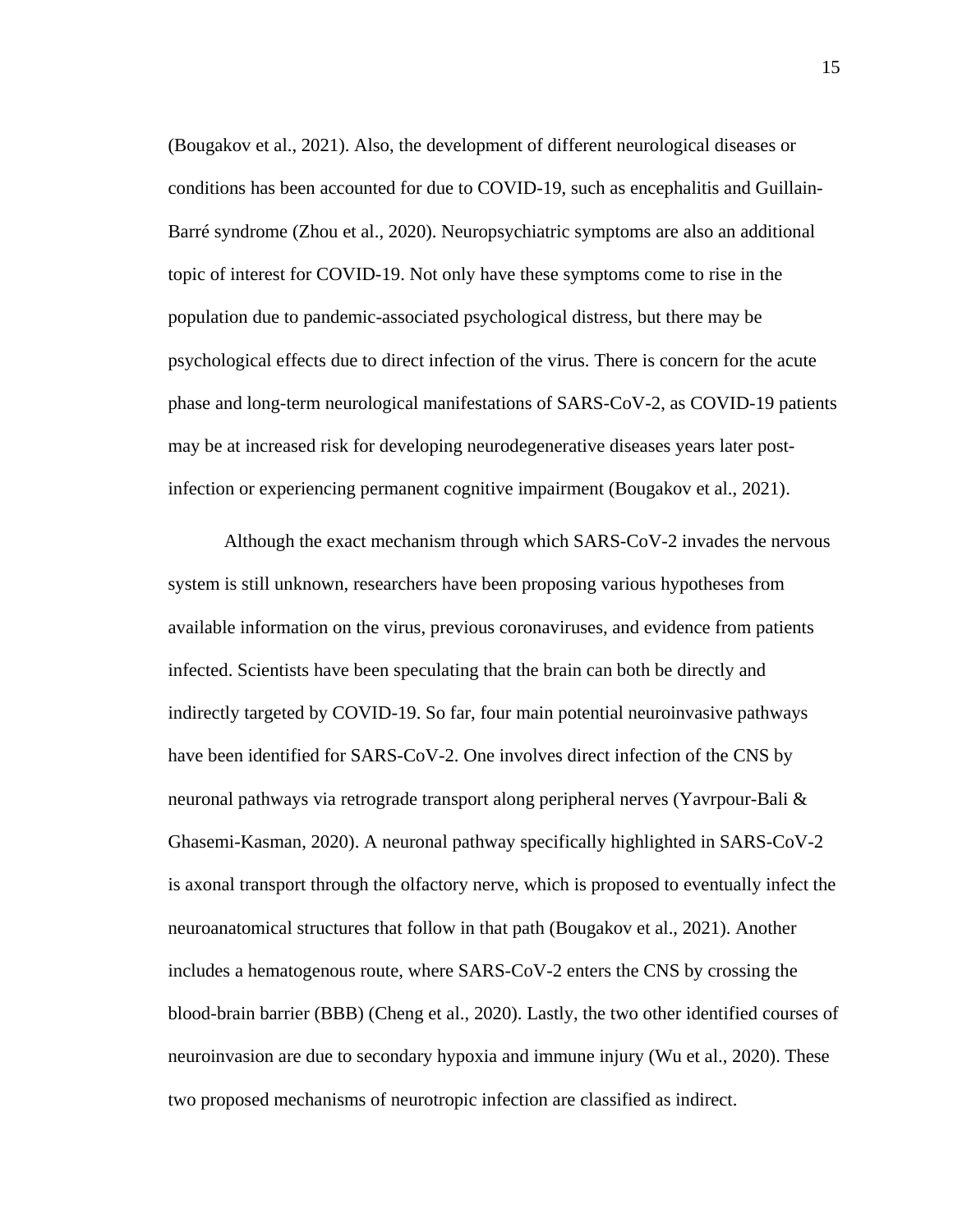(Bougakov et al., 2021). Also, the development of different neurological diseases or conditions has been accounted for due to COVID-19, such as encephalitis and Guillain-Barré syndrome (Zhou et al., 2020). Neuropsychiatric symptoms are also an additional topic of interest for COVID-19. Not only have these symptoms come to rise in the population due to pandemic-associated psychological distress, but there may be psychological effects due to direct infection of the virus. There is concern for the acute phase and long-term neurological manifestations of SARS-CoV-2, as COVID-19 patients may be at increased risk for developing neurodegenerative diseases years later post-infection or experiencing permanent cognitive impairment (Bougakov et al., 2021).

Although the exact mechanism through which SARS-CoV-2 invades the nervous system is still unknown, researchers have been proposing various hypotheses from available information on the virus, previous coronaviruses, and evidence from patients infected. Scientists have been speculating that the brain can both be directly and indirectly targeted by COVID-19. So far, four main potential neuroinvasive pathways have been identified for SARS-CoV-2. One involves direct infection of the CNS by neuronal pathways via retrograde transport along peripheral nerves (Yavrpour-Bali & Ghasemi-Kasman, 2020). A neuronal pathway specifically highlighted in SARS-CoV-2 is axonal transport through the olfactory nerve, which is proposed to eventually infect the neuroanatomical structures that follow in that path (Bougakov et al., 2021). Another includes a hematogenous route, where SARS-CoV-2 enters the CNS by crossing the blood-brain barrier (BBB) (Cheng et al., 2020). Lastly, the two other identified courses of neuroinvasion are due to secondary hypoxia and immune injury (Wu et al., 2020). These two proposed mechanisms of neurotropic infection are classified as indirect.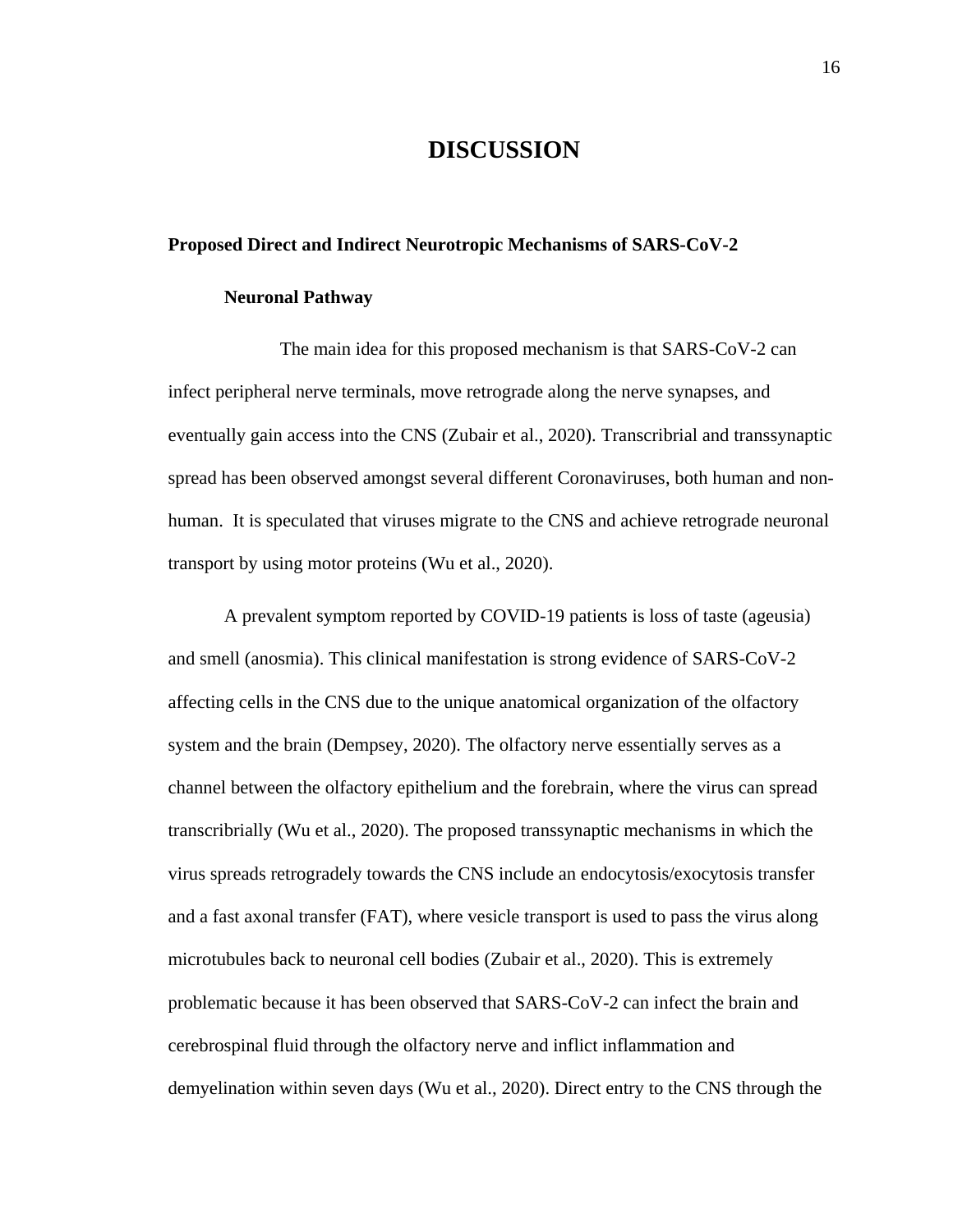# DISCUSSION

## Proposed Direct and Indirect Neurotropic Mechanisms of SARS-CoV-2

### Neuronal Pathway

The main idea for this proposed mechanism is that SARS-CoV-2 can infect peripheral nerve terminals, move retrograde along the nerve synapses, and eventually gain access into the CNS (Zubair et al., 2020). Transcribrial and transsynaptic spread has been observed amongst several different Coronaviruses, both human and non-human. It is speculated that viruses migrate to the CNS and achieve retrograde neuronal transport by using motor proteins (Wu et al., 2020).

A prevalent symptom reported by COVID-19 patients is loss of taste (ageusia) and smell (anosmia). This clinical manifestation is strong evidence of SARS-CoV-2 affecting cells in the CNS due to the unique anatomical organization of the olfactory system and the brain (Dempsey, 2020). The olfactory nerve essentially serves as a channel between the olfactory epithelium and the forebrain, where the virus can spread transcribrially (Wu et al., 2020). The proposed transsynaptic mechanisms in which the virus spreads retrogradely towards the CNS include an endocytosis/exocytosis transfer and a fast axonal transfer (FAT), where vesicle transport is used to pass the virus along microtubules back to neuronal cell bodies (Zubair et al., 2020). This is extremely problematic because it has been observed that SARS-CoV-2 can infect the brain and cerebrospinal fluid through the olfactory nerve and inflict inflammation and demyelination within seven days (Wu et al., 2020). Direct entry to the CNS through the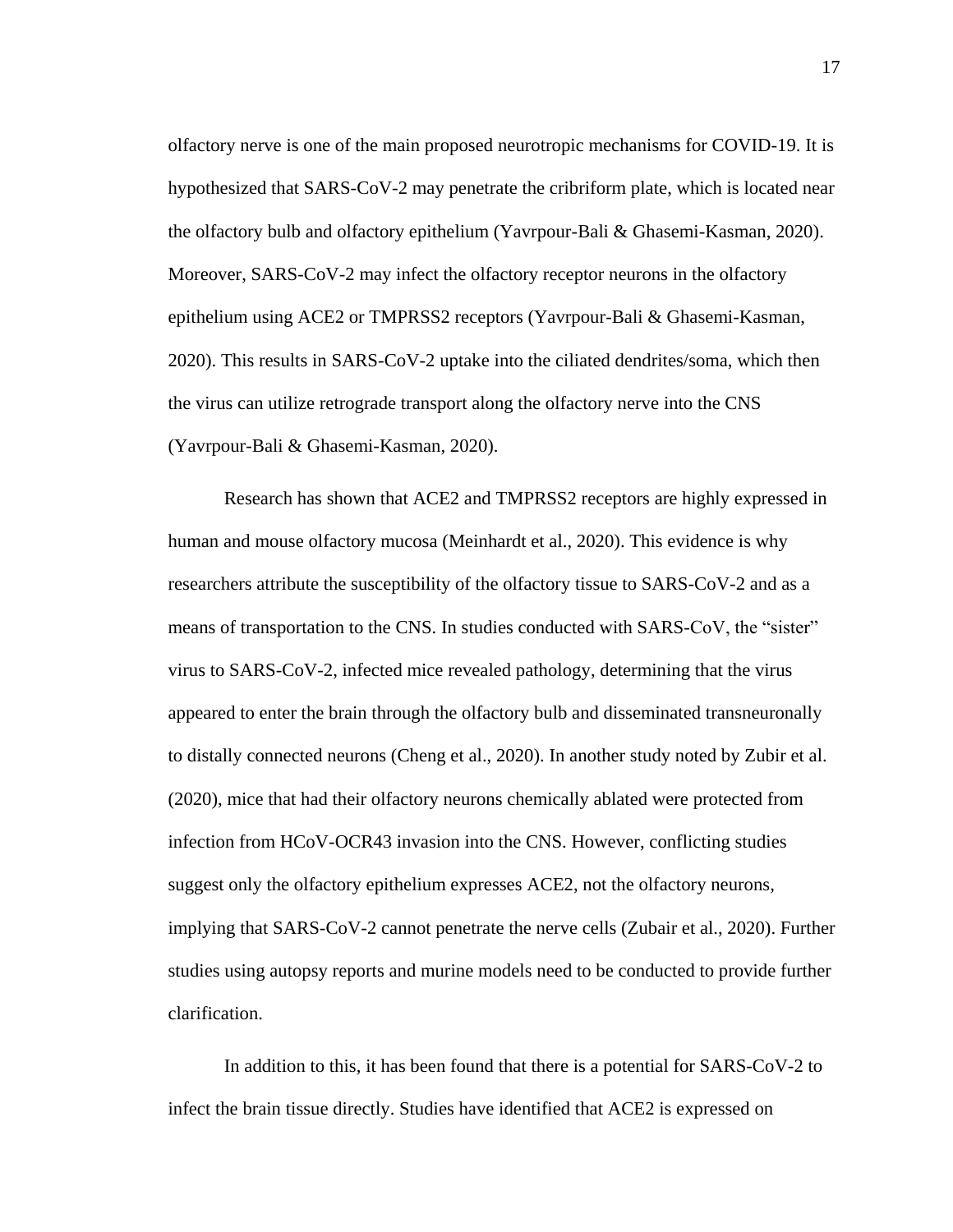olfactory nerve is one of the main proposed neurotropic mechanisms for COVID-19. It is hypothesized that SARS-CoV-2 may penetrate the cribriform plate, which is located near the olfactory bulb and olfactory epithelium (Yavrpour-Bali & Ghasemi-Kasman, 2020). Moreover, SARS-CoV-2 may infect the olfactory receptor neurons in the olfactory epithelium using ACE2 or TMPRSS2 receptors (Yavrpour-Bali & Ghasemi-Kasman, 2020). This results in SARS-CoV-2 uptake into the ciliated dendrites/soma, which then the virus can utilize retrograde transport along the olfactory nerve into the CNS (Yavrpour-Bali & Ghasemi-Kasman, 2020).

Research has shown that ACE2 and TMPRSS2 receptors are highly expressed in human and mouse olfactory mucosa (Meinhardt et al., 2020). This evidence is why researchers attribute the susceptibility of the olfactory tissue to SARS-CoV-2 and as a means of transportation to the CNS. In studies conducted with SARS-CoV, the "sister" virus to SARS-CoV-2, infected mice revealed pathology, determining that the virus appeared to enter the brain through the olfactory bulb and disseminated transneuronally to distally connected neurons (Cheng et al., 2020). In another study noted by Zubir et al. (2020), mice that had their olfactory neurons chemically ablated were protected from infection from HCoV-OCR43 invasion into the CNS. However, conflicting studies suggest only the olfactory epithelium expresses ACE2, not the olfactory neurons, implying that SARS-CoV-2 cannot penetrate the nerve cells (Zubair et al., 2020). Further studies using autopsy reports and murine models need to be conducted to provide further clarification.

In addition to this, it has been found that there is a potential for SARS-CoV-2 to infect the brain tissue directly. Studies have identified that ACE2 is expressed on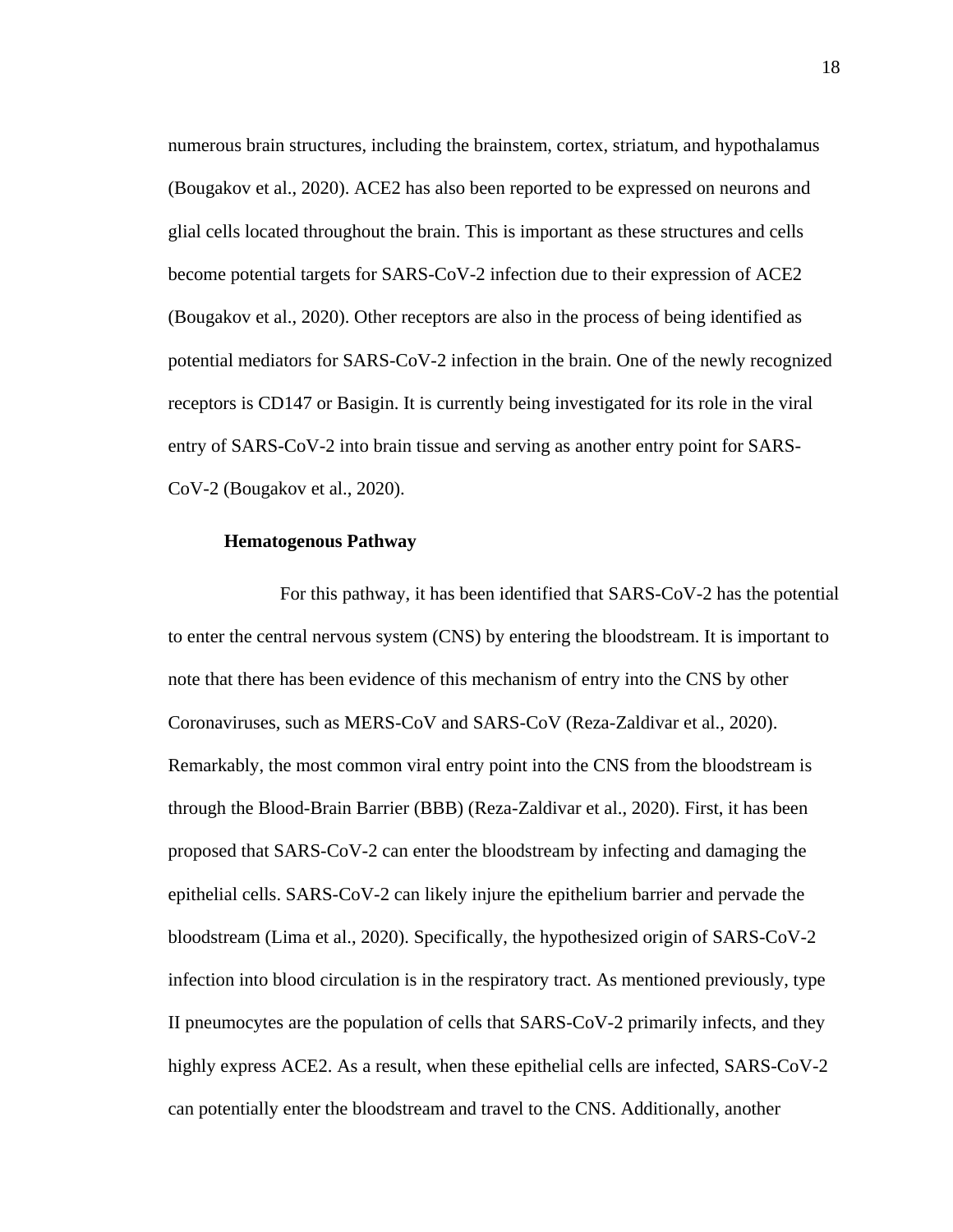numerous brain structures, including the brainstem, cortex, striatum, and hypothalamus (Bougakov et al., 2020). ACE2 has also been reported to be expressed on neurons and glial cells located throughout the brain. This is important as these structures and cells become potential targets for SARS-CoV-2 infection due to their expression of ACE2 (Bougakov et al., 2020). Other receptors are also in the process of being identified as potential mediators for SARS-CoV-2 infection in the brain. One of the newly recognized receptors is CD147 or Basigin. It is currently being investigated for its role in the viral entry of SARS-CoV-2 into brain tissue and serving as another entry point for SARS-CoV-2 (Bougakov et al., 2020).

### Hematogenous Pathway

For this pathway, it has been identified that SARS-CoV-2 has the potential to enter the central nervous system (CNS) by entering the bloodstream. It is important to note that there has been evidence of this mechanism of entry into the CNS by other Coronaviruses, such as MERS-CoV and SARS-CoV (Reza-Zaldivar et al., 2020). Remarkably, the most common viral entry point into the CNS from the bloodstream is through the Blood-Brain Barrier (BBB) (Reza-Zaldivar et al., 2020). First, it has been proposed that SARS-CoV-2 can enter the bloodstream by infecting and damaging the epithelial cells. SARS-CoV-2 can likely injure the epithelium barrier and pervade the bloodstream (Lima et al., 2020). Specifically, the hypothesized origin of SARS-CoV-2 infection into blood circulation is in the respiratory tract. As mentioned previously, type II pneumocytes are the population of cells that SARS-CoV-2 primarily infects, and they highly express ACE2. As a result, when these epithelial cells are infected, SARS-CoV-2 can potentially enter the bloodstream and travel to the CNS. Additionally, another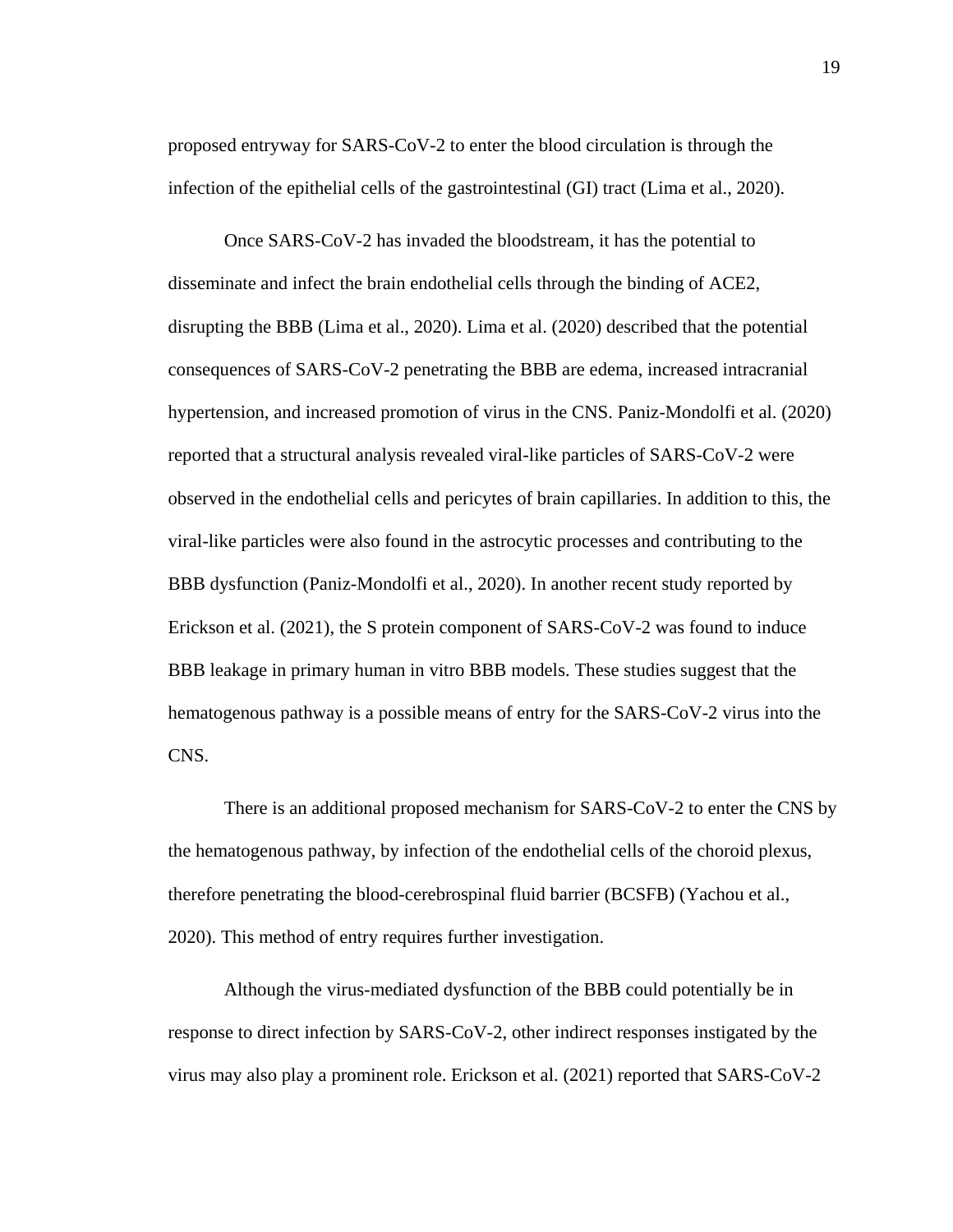proposed entryway for SARS-CoV-2 to enter the blood circulation is through the infection of the epithelial cells of the gastrointestinal (GI) tract (Lima et al., 2020).

Once SARS-CoV-2 has invaded the bloodstream, it has the potential to disseminate and infect the brain endothelial cells through the binding of ACE2, disrupting the BBB (Lima et al., 2020). Lima et al. (2020) described that the potential consequences of SARS-CoV-2 penetrating the BBB are edema, increased intracranial hypertension, and increased promotion of virus in the CNS. Paniz-Mondolfi et al. (2020) reported that a structural analysis revealed viral-like particles of SARS-CoV-2 were observed in the endothelial cells and pericytes of brain capillaries. In addition to this, the viral-like particles were also found in the astrocytic processes and contributing to the BBB dysfunction (Paniz-Mondolfi et al., 2020). In another recent study reported by Erickson et al. (2021), the S protein component of SARS-CoV-2 was found to induce BBB leakage in primary human in vitro BBB models. These studies suggest that the hematogenous pathway is a possible means of entry for the SARS-CoV-2 virus into the CNS.

There is an additional proposed mechanism for SARS-CoV-2 to enter the CNS by the hematogenous pathway, by infection of the endothelial cells of the choroid plexus, therefore penetrating the blood-cerebrospinal fluid barrier (BCSFB) (Yachou et al., 2020). This method of entry requires further investigation.

Although the virus-mediated dysfunction of the BBB could potentially be in response to direct infection by SARS-CoV-2, other indirect responses instigated by the virus may also play a prominent role. Erickson et al. (2021) reported that SARS-CoV-2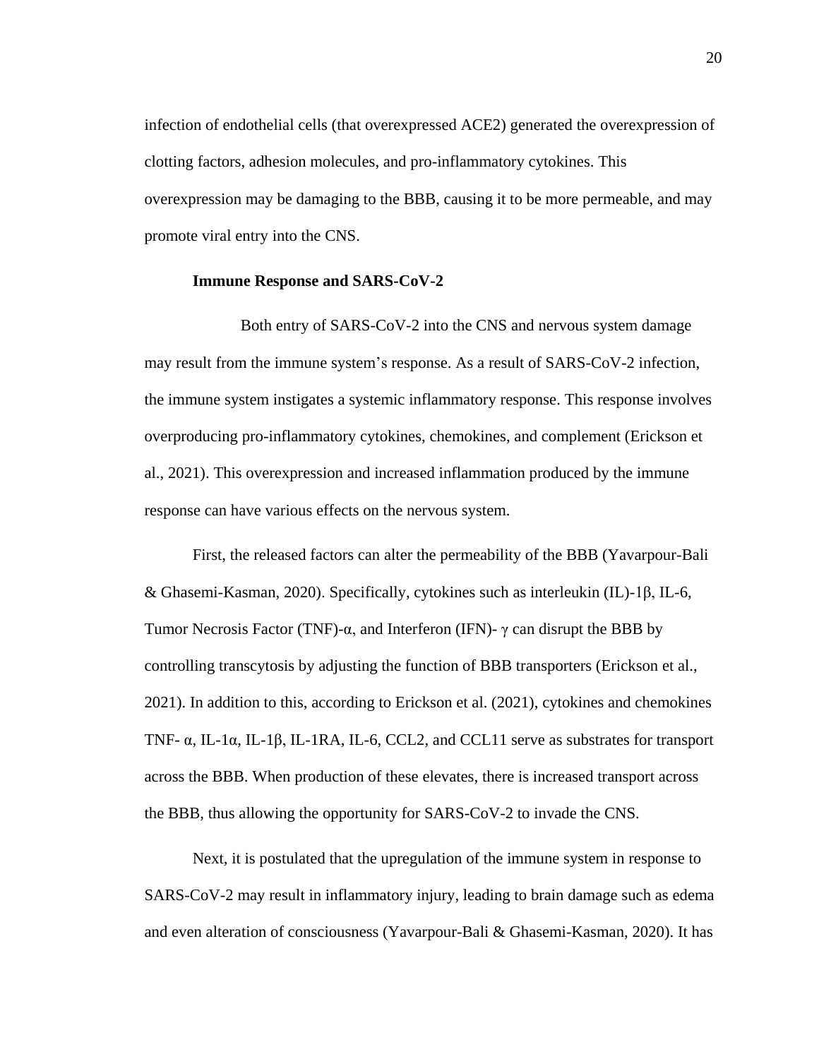infection of endothelial cells (that overexpressed ACE2) generated the overexpression of clotting factors, adhesion molecules, and pro-inflammatory cytokines. This overexpression may be damaging to the BBB, causing it to be more permeable, and may promote viral entry into the CNS.

### Immune Response and SARS-CoV-2

Both entry of SARS-CoV-2 into the CNS and nervous system damage may result from the immune system's response. As a result of SARS-CoV-2 infection, the immune system instigates a systemic inflammatory response. This response involves overproducing pro-inflammatory cytokines, chemokines, and complement (Erickson et al., 2021). This overexpression and increased inflammation produced by the immune response can have various effects on the nervous system.

First, the released factors can alter the permeability of the BBB (Yavarpour-Bali & Ghasemi-Kasman, 2020). Specifically, cytokines such as interleukin (IL)-1β, IL-6, Tumor Necrosis Factor (TNF)-α, and Interferon (IFN)- γ can disrupt the BBB by controlling transcytosis by adjusting the function of BBB transporters (Erickson et al., 2021). In addition to this, according to Erickson et al. (2021), cytokines and chemokines TNF- α, IL-1α, IL-1β, IL-1RA, IL-6, CCL2, and CCL11 serve as substrates for transport across the BBB. When production of these elevates, there is increased transport across the BBB, thus allowing the opportunity for SARS-CoV-2 to invade the CNS.

Next, it is postulated that the upregulation of the immune system in response to SARS-CoV-2 may result in inflammatory injury, leading to brain damage such as edema and even alteration of consciousness (Yavarpour-Bali & Ghasemi-Kasman, 2020). It has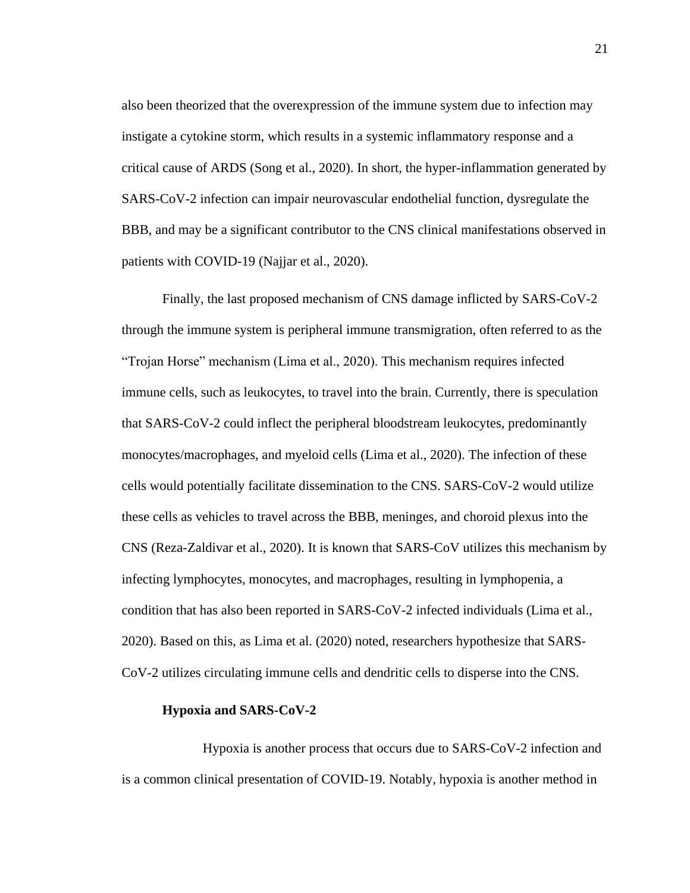also been theorized that the overexpression of the immune system due to infection may instigate a cytokine storm, which results in a systemic inflammatory response and a critical cause of ARDS (Song et al., 2020). In short, the hyper-inflammation generated by SARS-CoV-2 infection can impair neurovascular endothelial function, dysregulate the BBB, and may be a significant contributor to the CNS clinical manifestations observed in patients with COVID-19 (Najjar et al., 2020).

Finally, the last proposed mechanism of CNS damage inflicted by SARS-CoV-2 through the immune system is peripheral immune transmigration, often referred to as the "Trojan Horse" mechanism (Lima et al., 2020). This mechanism requires infected immune cells, such as leukocytes, to travel into the brain. Currently, there is speculation that SARS-CoV-2 could inflect the peripheral bloodstream leukocytes, predominantly monocytes/macrophages, and myeloid cells (Lima et al., 2020). The infection of these cells would potentially facilitate dissemination to the CNS. SARS-CoV-2 would utilize these cells as vehicles to travel across the BBB, meninges, and choroid plexus into the CNS (Reza-Zaldivar et al., 2020). It is known that SARS-CoV utilizes this mechanism by infecting lymphocytes, monocytes, and macrophages, resulting in lymphopenia, a condition that has also been reported in SARS-CoV-2 infected individuals (Lima et al., 2020). Based on this, as Lima et al. (2020) noted, researchers hypothesize that SARS-CoV-2 utilizes circulating immune cells and dendritic cells to disperse into the CNS.

### Hypoxia and SARS-CoV-2

Hypoxia is another process that occurs due to SARS-CoV-2 infection and is a common clinical presentation of COVID-19. Notably, hypoxia is another method in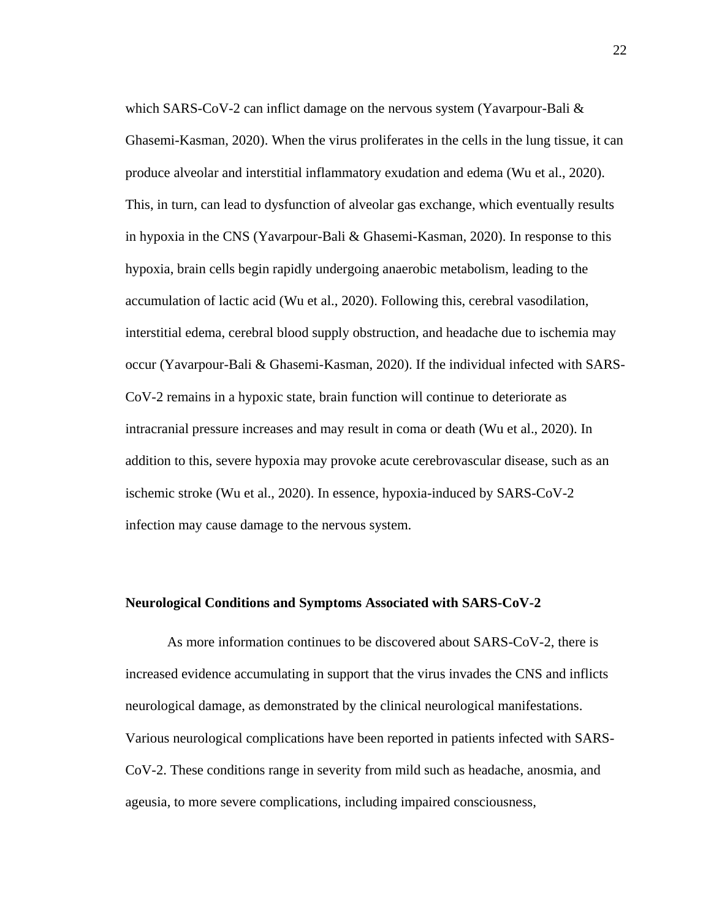which SARS-CoV-2 can inflict damage on the nervous system (Yavarpour-Bali & Ghasemi-Kasman, 2020). When the virus proliferates in the cells in the lung tissue, it can produce alveolar and interstitial inflammatory exudation and edema (Wu et al., 2020). This, in turn, can lead to dysfunction of alveolar gas exchange, which eventually results in hypoxia in the CNS (Yavarpour-Bali & Ghasemi-Kasman, 2020). In response to this hypoxia, brain cells begin rapidly undergoing anaerobic metabolism, leading to the accumulation of lactic acid (Wu et al., 2020). Following this, cerebral vasodilation, interstitial edema, cerebral blood supply obstruction, and headache due to ischemia may occur (Yavarpour-Bali & Ghasemi-Kasman, 2020). If the individual infected with SARS-CoV-2 remains in a hypoxic state, brain function will continue to deteriorate as intracranial pressure increases and may result in coma or death (Wu et al., 2020). In addition to this, severe hypoxia may provoke acute cerebrovascular disease, such as an ischemic stroke (Wu et al., 2020). In essence, hypoxia-induced by SARS-CoV-2 infection may cause damage to the nervous system.

**Neurological Conditions and Symptoms Associated with SARS-CoV-2**

As more information continues to be discovered about SARS-CoV-2, there is increased evidence accumulating in support that the virus invades the CNS and inflicts neurological damage, as demonstrated by the clinical neurological manifestations. Various neurological complications have been reported in patients infected with SARS-CoV-2. These conditions range in severity from mild such as headache, anosmia, and ageusia, to more severe complications, including impaired consciousness,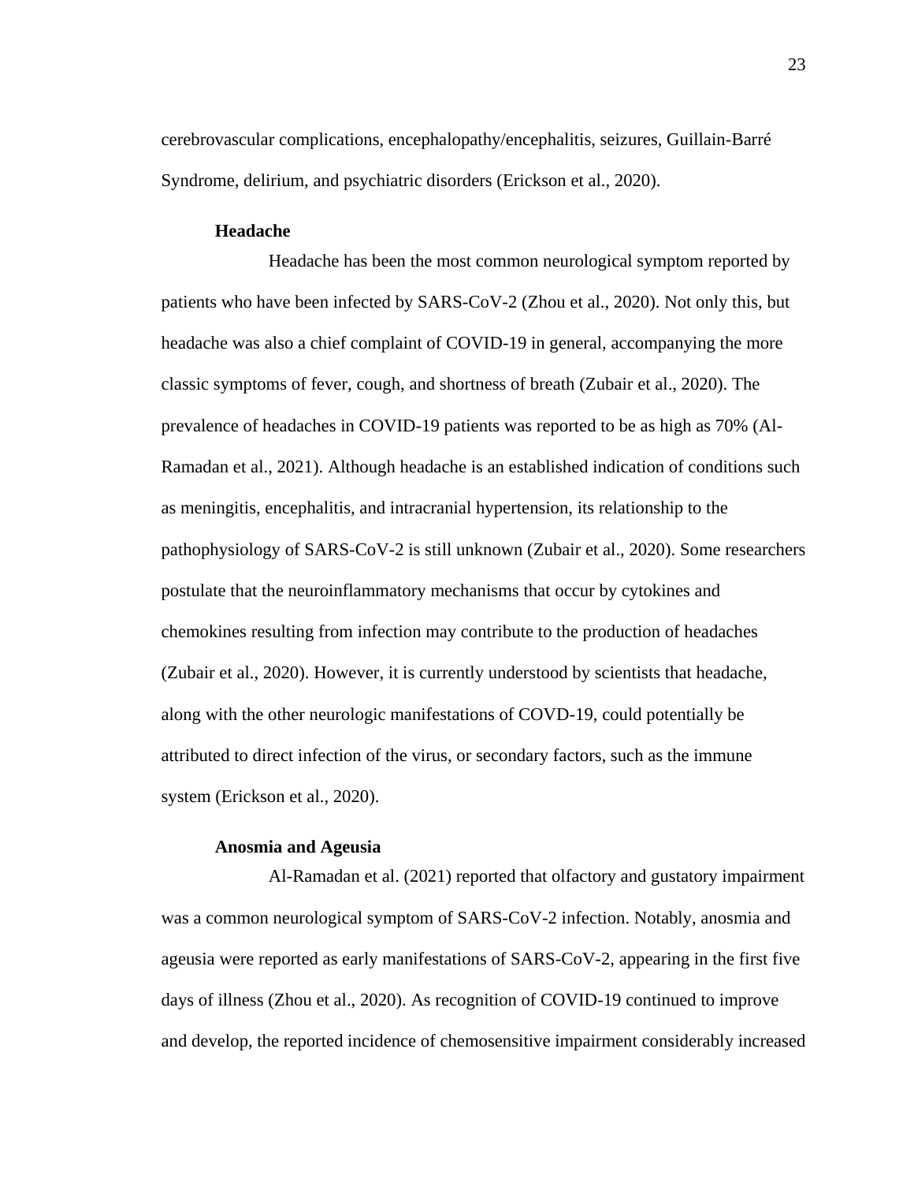cerebrovascular complications, encephalopathy/encephalitis, seizures, Guillain-Barré Syndrome, delirium, and psychiatric disorders (Erickson et al., 2020).

### Headache

Headache has been the most common neurological symptom reported by patients who have been infected by SARS-CoV-2 (Zhou et al., 2020). Not only this, but headache was also a chief complaint of COVID-19 in general, accompanying the more classic symptoms of fever, cough, and shortness of breath (Zubair et al., 2020). The prevalence of headaches in COVID-19 patients was reported to be as high as 70% (Al-Ramadan et al., 2021). Although headache is an established indication of conditions such as meningitis, encephalitis, and intracranial hypertension, its relationship to the pathophysiology of SARS-CoV-2 is still unknown (Zubair et al., 2020). Some researchers postulate that the neuroinflammatory mechanisms that occur by cytokines and chemokines resulting from infection may contribute to the production of headaches (Zubair et al., 2020). However, it is currently understood by scientists that headache, along with the other neurologic manifestations of COVD-19, could potentially be attributed to direct infection of the virus, or secondary factors, such as the immune system (Erickson et al., 2020).

### Anosmia and Ageusia

Al-Ramadan et al. (2021) reported that olfactory and gustatory impairment was a common neurological symptom of SARS-CoV-2 infection. Notably, anosmia and ageusia were reported as early manifestations of SARS-CoV-2, appearing in the first five days of illness (Zhou et al., 2020). As recognition of COVID-19 continued to improve and develop, the reported incidence of chemosensitive impairment considerably increased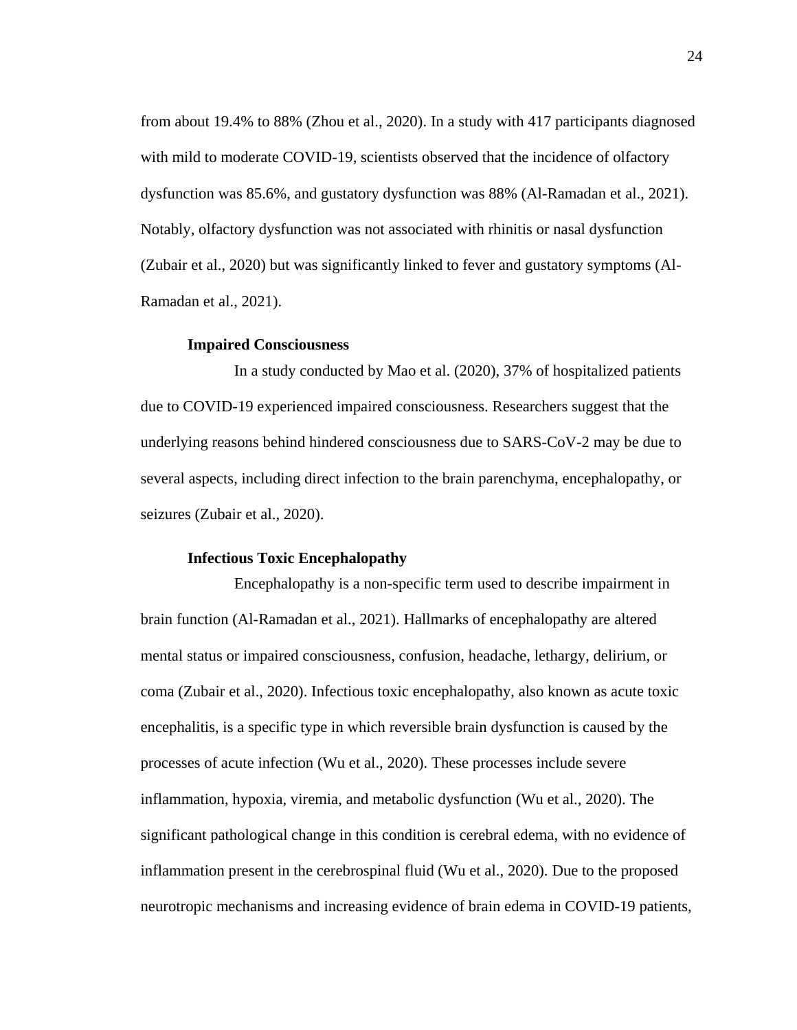from about 19.4% to 88% (Zhou et al., 2020). In a study with 417 participants diagnosed with mild to moderate COVID-19, scientists observed that the incidence of olfactory dysfunction was 85.6%, and gustatory dysfunction was 88% (Al-Ramadan et al., 2021). Notably, olfactory dysfunction was not associated with rhinitis or nasal dysfunction (Zubair et al., 2020) but was significantly linked to fever and gustatory symptoms (Al-Ramadan et al., 2021).

### Impaired Consciousness

In a study conducted by Mao et al. (2020), 37% of hospitalized patients due to COVID-19 experienced impaired consciousness. Researchers suggest that the underlying reasons behind hindered consciousness due to SARS-CoV-2 may be due to several aspects, including direct infection to the brain parenchyma, encephalopathy, or seizures (Zubair et al., 2020).

### Infectious Toxic Encephalopathy

Encephalopathy is a non-specific term used to describe impairment in brain function (Al-Ramadan et al., 2021). Hallmarks of encephalopathy are altered mental status or impaired consciousness, confusion, headache, lethargy, delirium, or coma (Zubair et al., 2020). Infectious toxic encephalopathy, also known as acute toxic encephalitis, is a specific type in which reversible brain dysfunction is caused by the processes of acute infection (Wu et al., 2020). These processes include severe inflammation, hypoxia, viremia, and metabolic dysfunction (Wu et al., 2020). The significant pathological change in this condition is cerebral edema, with no evidence of inflammation present in the cerebrospinal fluid (Wu et al., 2020). Due to the proposed neurotropic mechanisms and increasing evidence of brain edema in COVID-19 patients,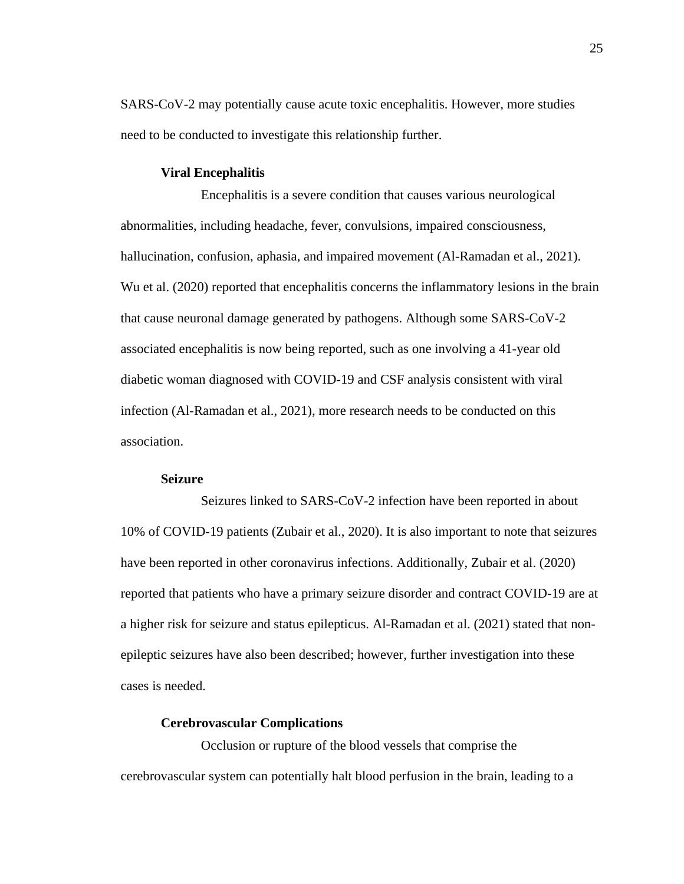SARS-CoV-2 may potentially cause acute toxic encephalitis. However, more studies need to be conducted to investigate this relationship further.

### Viral Encephalitis

Encephalitis is a severe condition that causes various neurological abnormalities, including headache, fever, convulsions, impaired consciousness, hallucination, confusion, aphasia, and impaired movement (Al-Ramadan et al., 2021). Wu et al. (2020) reported that encephalitis concerns the inflammatory lesions in the brain that cause neuronal damage generated by pathogens. Although some SARS-CoV-2 associated encephalitis is now being reported, such as one involving a 41-year old diabetic woman diagnosed with COVID-19 and CSF analysis consistent with viral infection (Al-Ramadan et al., 2021), more research needs to be conducted on this association.

### Seizure

Seizures linked to SARS-CoV-2 infection have been reported in about 10% of COVID-19 patients (Zubair et al., 2020). It is also important to note that seizures have been reported in other coronavirus infections. Additionally, Zubair et al. (2020) reported that patients who have a primary seizure disorder and contract COVID-19 are at a higher risk for seizure and status epilepticus. Al-Ramadan et al. (2021) stated that non-epileptic seizures have also been described; however, further investigation into these cases is needed.

### Cerebrovascular Complications

Occlusion or rupture of the blood vessels that comprise the cerebrovascular system can potentially halt blood perfusion in the brain, leading to a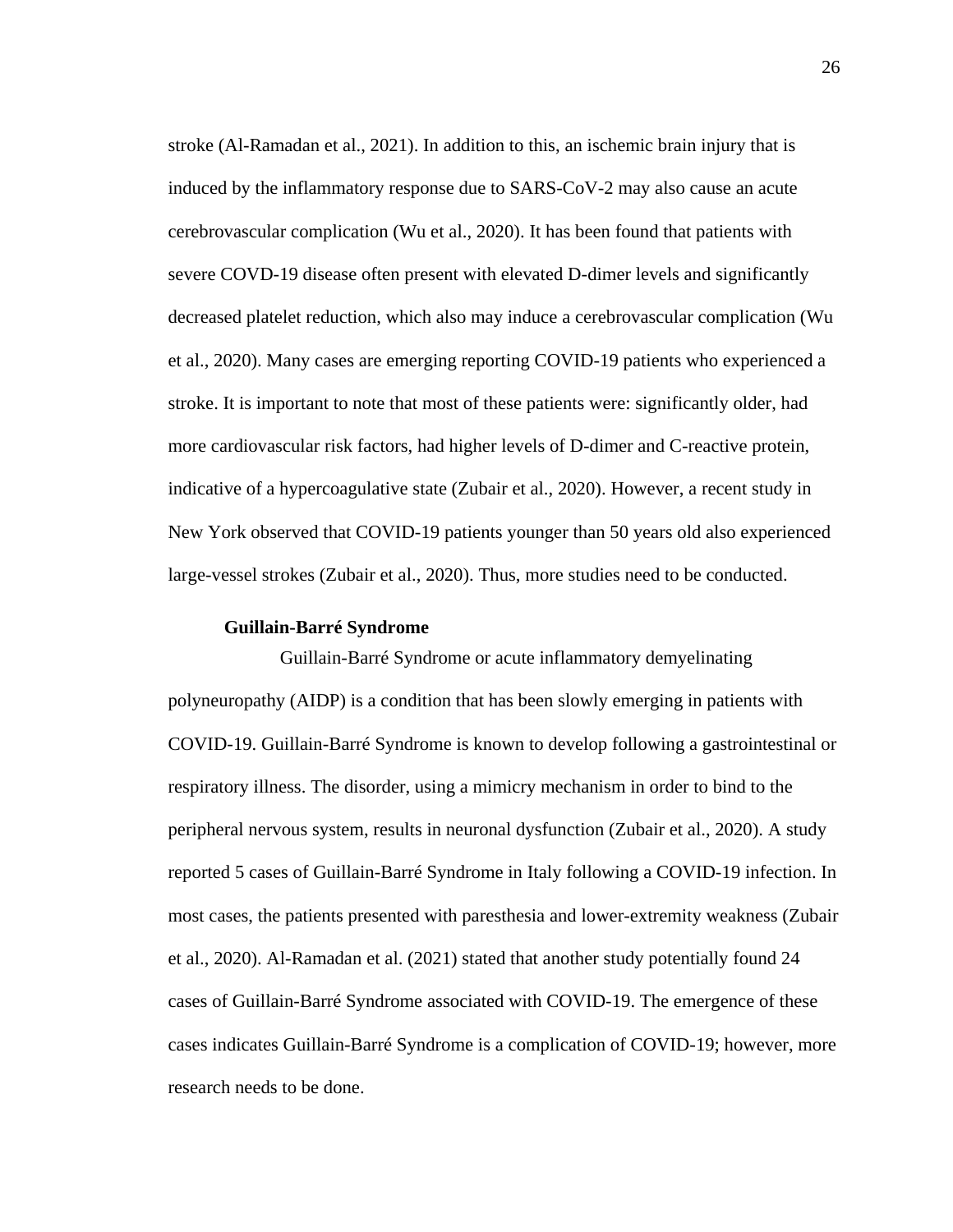stroke (Al-Ramadan et al., 2021). In addition to this, an ischemic brain injury that is induced by the inflammatory response due to SARS-CoV-2 may also cause an acute cerebrovascular complication (Wu et al., 2020). It has been found that patients with severe COVD-19 disease often present with elevated D-dimer levels and significantly decreased platelet reduction, which also may induce a cerebrovascular complication (Wu et al., 2020). Many cases are emerging reporting COVID-19 patients who experienced a stroke. It is important to note that most of these patients were: significantly older, had more cardiovascular risk factors, had higher levels of D-dimer and C-reactive protein, indicative of a hypercoagulative state (Zubair et al., 2020). However, a recent study in New York observed that COVID-19 patients younger than 50 years old also experienced large-vessel strokes (Zubair et al., 2020). Thus, more studies need to be conducted.

### Guillain-Barré Syndrome

Guillain-Barré Syndrome or acute inflammatory demyelinating polyneuropathy (AIDP) is a condition that has been slowly emerging in patients with COVID-19. Guillain-Barré Syndrome is known to develop following a gastrointestinal or respiratory illness. The disorder, using a mimicry mechanism in order to bind to the peripheral nervous system, results in neuronal dysfunction (Zubair et al., 2020). A study reported 5 cases of Guillain-Barré Syndrome in Italy following a COVID-19 infection. In most cases, the patients presented with paresthesia and lower-extremity weakness (Zubair et al., 2020). Al-Ramadan et al. (2021) stated that another study potentially found 24 cases of Guillain-Barré Syndrome associated with COVID-19. The emergence of these cases indicates Guillain-Barré Syndrome is a complication of COVID-19; however, more research needs to be done.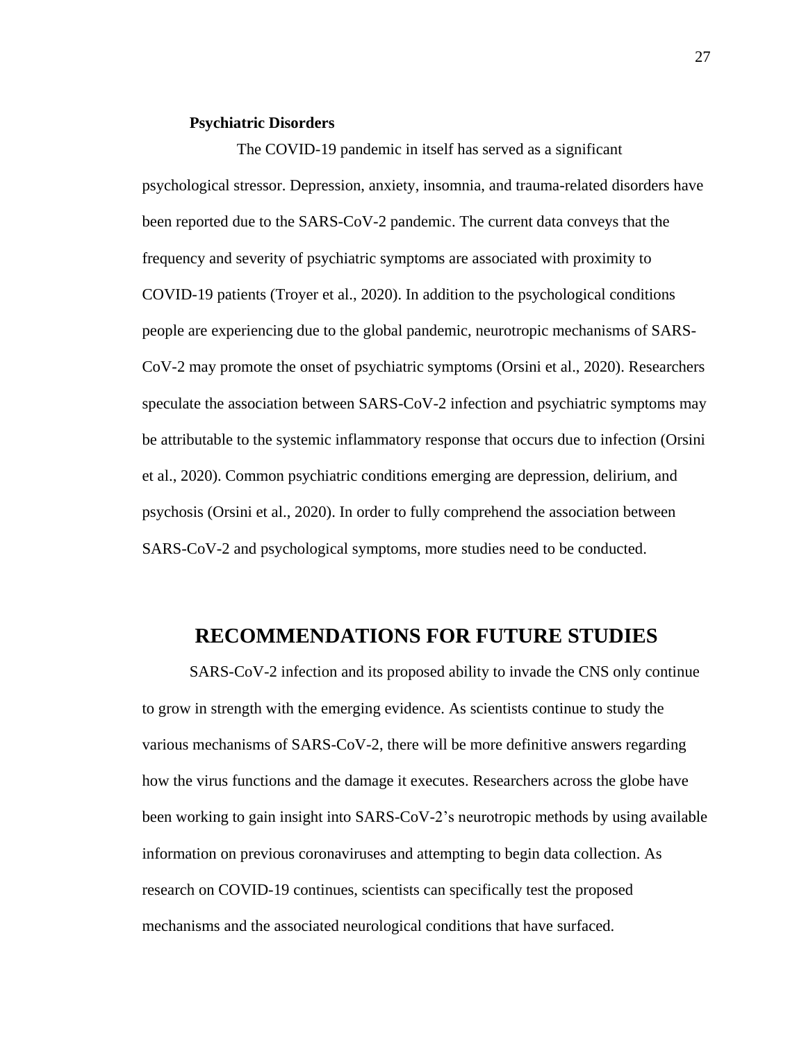### Psychiatric Disorders

The COVID-19 pandemic in itself has served as a significant psychological stressor. Depression, anxiety, insomnia, and trauma-related disorders have been reported due to the SARS-CoV-2 pandemic. The current data conveys that the frequency and severity of psychiatric symptoms are associated with proximity to COVID-19 patients (Troyer et al., 2020). In addition to the psychological conditions people are experiencing due to the global pandemic, neurotropic mechanisms of SARS-CoV-2 may promote the onset of psychiatric symptoms (Orsini et al., 2020). Researchers speculate the association between SARS-CoV-2 infection and psychiatric symptoms may be attributable to the systemic inflammatory response that occurs due to infection (Orsini et al., 2020). Common psychiatric conditions emerging are depression, delirium, and psychosis (Orsini et al., 2020). In order to fully comprehend the association between SARS-CoV-2 and psychological symptoms, more studies need to be conducted.

## RECOMMENDATIONS FOR FUTURE STUDIES

SARS-CoV-2 infection and its proposed ability to invade the CNS only continue to grow in strength with the emerging evidence. As scientists continue to study the various mechanisms of SARS-CoV-2, there will be more definitive answers regarding how the virus functions and the damage it executes. Researchers across the globe have been working to gain insight into SARS-CoV-2's neurotropic methods by using available information on previous coronaviruses and attempting to begin data collection. As research on COVID-19 continues, scientists can specifically test the proposed mechanisms and the associated neurological conditions that have surfaced.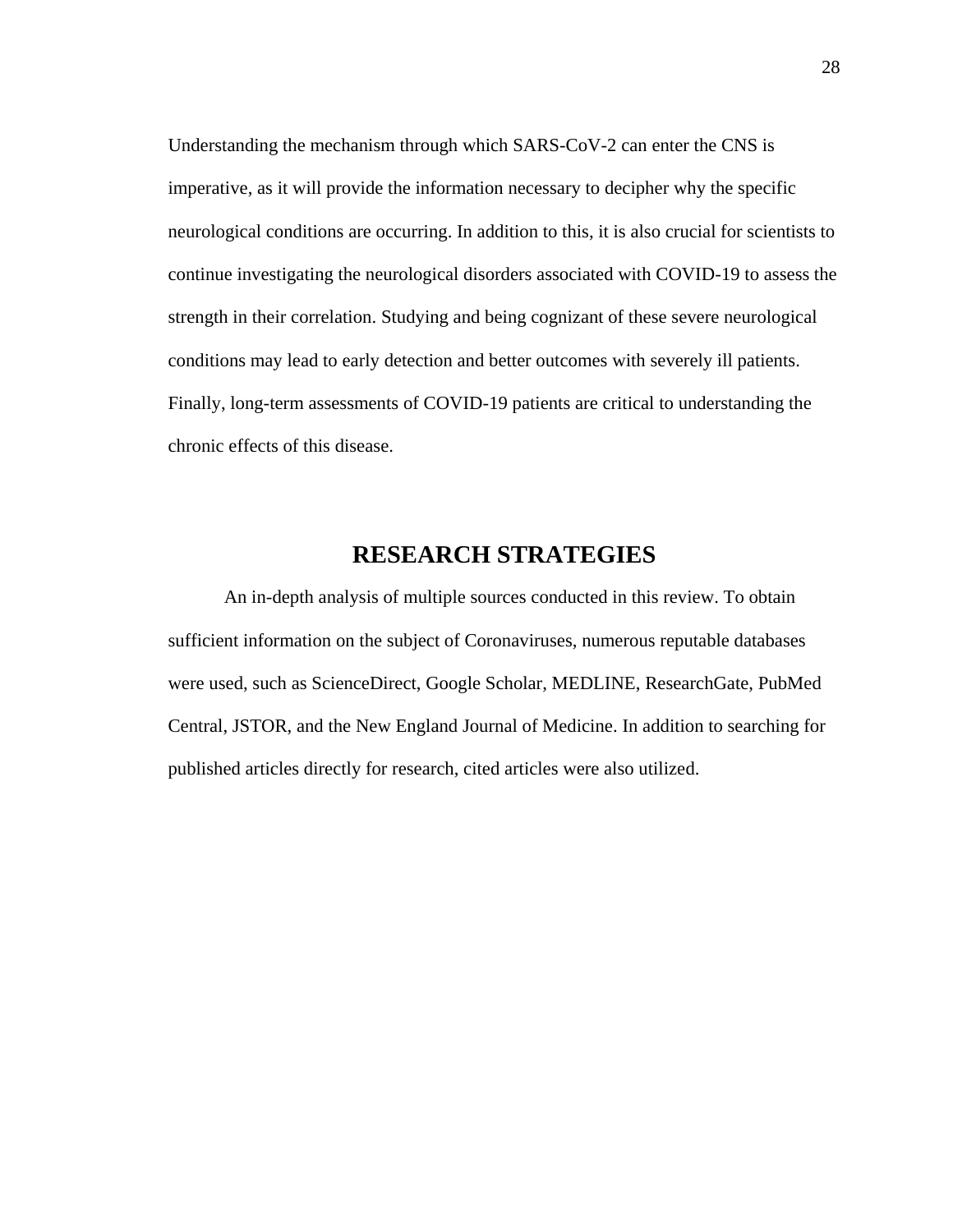Understanding the mechanism through which SARS-CoV-2 can enter the CNS is imperative, as it will provide the information necessary to decipher why the specific neurological conditions are occurring. In addition to this, it is also crucial for scientists to continue investigating the neurological disorders associated with COVID-19 to assess the strength in their correlation. Studying and being cognizant of these severe neurological conditions may lead to early detection and better outcomes with severely ill patients. Finally, long-term assessments of COVID-19 patients are critical to understanding the chronic effects of this disease.

## RESEARCH STRATEGIES

An in-depth analysis of multiple sources conducted in this review. To obtain sufficient information on the subject of Coronaviruses, numerous reputable databases were used, such as ScienceDirect, Google Scholar, MEDLINE, ResearchGate, PubMed Central, JSTOR, and the New England Journal of Medicine. In addition to searching for published articles directly for research, cited articles were also utilized.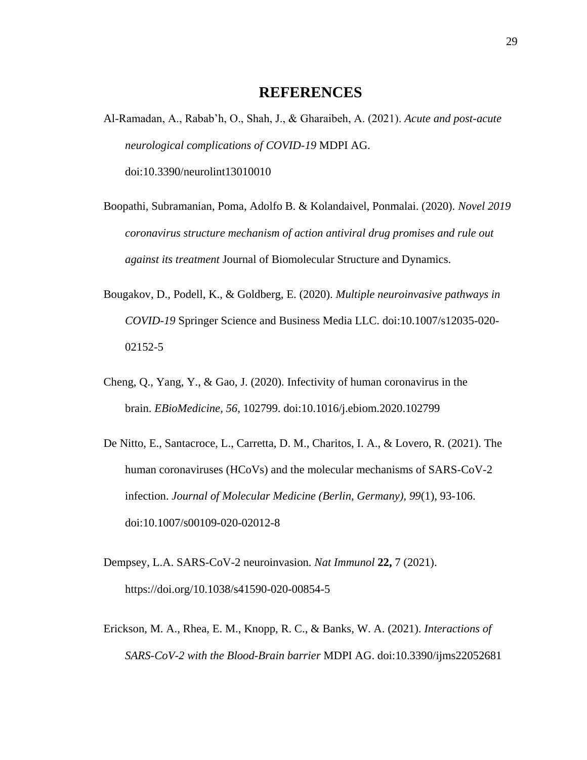# REFERENCES

Al-Ramadan, A., Rabab'h, O., Shah, J., & Gharaibeh, A. (2021). *Acute and post-acute neurological complications of COVID-19* MDPI AG. doi:10.3390/neurolint13010010

Boopathi, Subramanian, Poma, Adolfo B. & Kolandaivel, Ponmalai. (2020). *Novel 2019 coronavirus structure mechanism of action antiviral drug promises and rule out against its treatment* Journal of Biomolecular Structure and Dynamics.

Bougakov, D., Podell, K., & Goldberg, E. (2020). *Multiple neuroinvasive pathways in COVID-19* Springer Science and Business Media LLC. doi:10.1007/s12035-020-02152-5

Cheng, Q., Yang, Y., & Gao, J. (2020). Infectivity of human coronavirus in the brain. *EBioMedicine, 56*, 102799. doi:10.1016/j.ebiom.2020.102799

De Nitto, E., Santacroce, L., Carretta, D. M., Charitos, I. A., & Lovero, R. (2021). The human coronaviruses (HCoVs) and the molecular mechanisms of SARS-CoV-2 infection. *Journal of Molecular Medicine (Berlin, Germany), 99*(1), 93-106. doi:10.1007/s00109-020-02012-8

Dempsey, L.A. SARS-CoV-2 neuroinvasion. *Nat Immunol* **22,** 7 (2021). https://doi.org/10.1038/s41590-020-00854-5

Erickson, M. A., Rhea, E. M., Knopp, R. C., & Banks, W. A. (2021). *Interactions of SARS-CoV-2 with the Blood-Brain barrier* MDPI AG. doi:10.3390/ijms22052681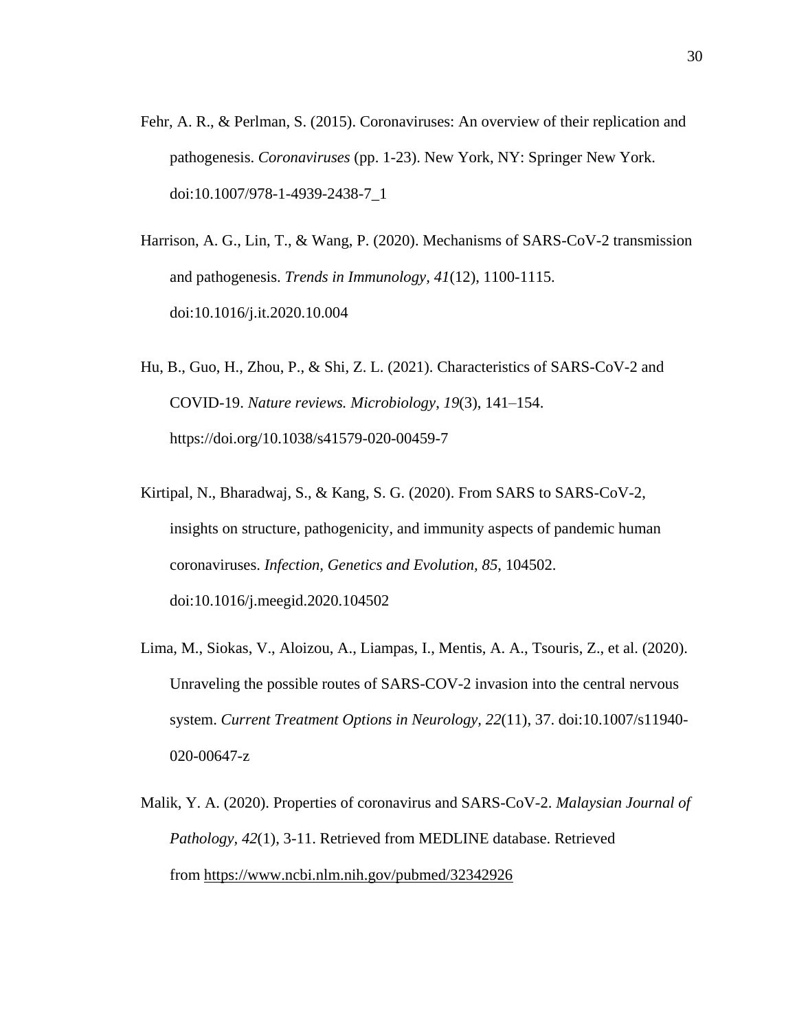Fehr, A. R., & Perlman, S. (2015). Coronaviruses: An overview of their replication and pathogenesis. *Coronaviruses* (pp. 1-23). New York, NY: Springer New York. doi:10.1007/978-1-4939-2438-7_1

Harrison, A. G., Lin, T., & Wang, P. (2020). Mechanisms of SARS-CoV-2 transmission and pathogenesis. *Trends in Immunology, 41*(12), 1100-1115. doi:10.1016/j.it.2020.10.004

Hu, B., Guo, H., Zhou, P., & Shi, Z. L. (2021). Characteristics of SARS-CoV-2 and COVID-19. *Nature reviews. Microbiology*, *19*(3), 141–154. https://doi.org/10.1038/s41579-020-00459-7

Kirtipal, N., Bharadwaj, S., & Kang, S. G. (2020). From SARS to SARS-CoV-2, insights on structure, pathogenicity, and immunity aspects of pandemic human coronaviruses. *Infection, Genetics and Evolution, 85*, 104502. doi:10.1016/j.meegid.2020.104502

Lima, M., Siokas, V., Aloizou, A., Liampas, I., Mentis, A. A., Tsouris, Z., et al. (2020). Unraveling the possible routes of SARS-COV-2 invasion into the central nervous system. *Current Treatment Options in Neurology, 22*(11), 37. doi:10.1007/s11940-020-00647-z

Malik, Y. A. (2020). Properties of coronavirus and SARS-CoV-2. *Malaysian Journal of Pathology, 42*(1), 3-11. Retrieved from MEDLINE database. Retrieved from https://www.ncbi.nlm.nih.gov/pubmed/32342926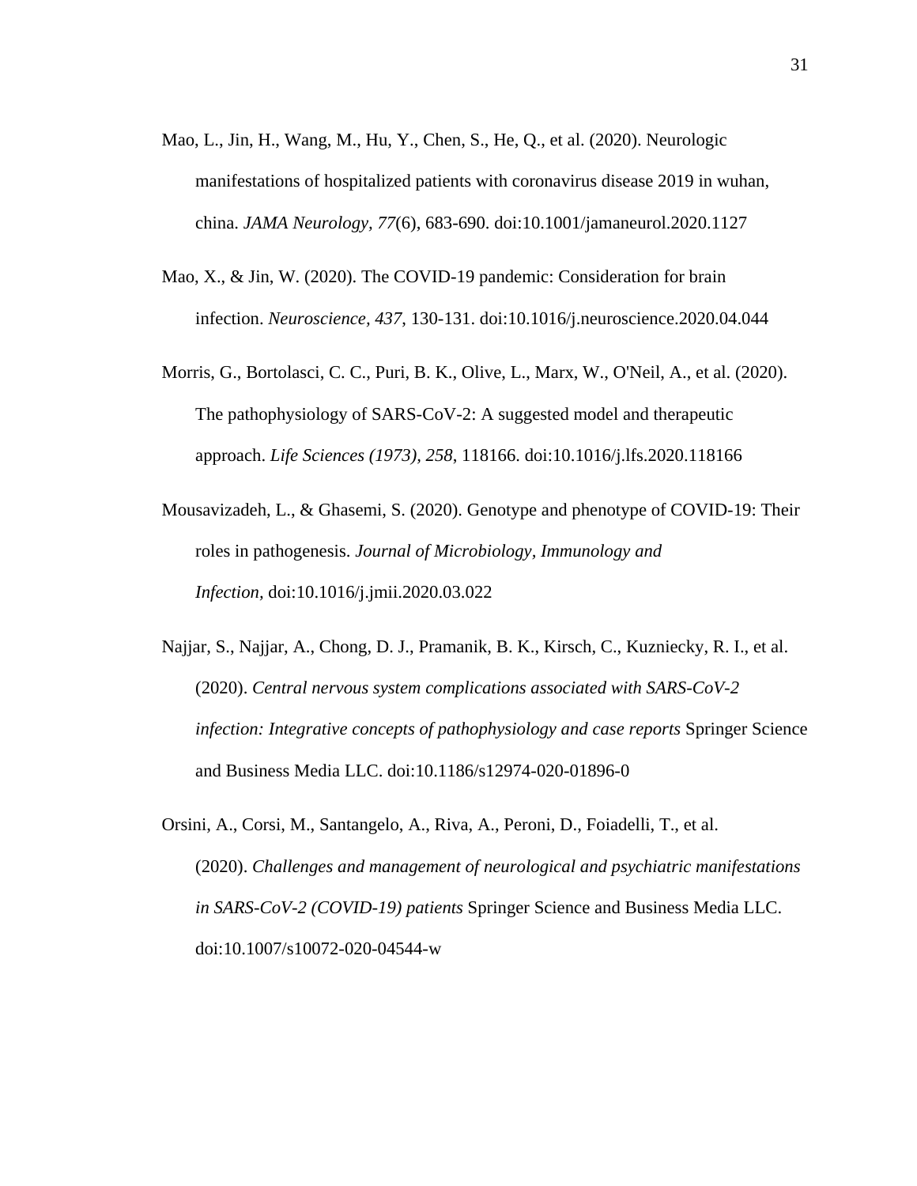Mao, L., Jin, H., Wang, M., Hu, Y., Chen, S., He, Q., et al. (2020). Neurologic manifestations of hospitalized patients with coronavirus disease 2019 in wuhan, china. *JAMA Neurology, 77*(6), 683-690. doi:10.1001/jamaneurol.2020.1127

Mao, X., & Jin, W. (2020). The COVID-19 pandemic: Consideration for brain infection. *Neuroscience, 437*, 130-131. doi:10.1016/j.neuroscience.2020.04.044

Morris, G., Bortolasci, C. C., Puri, B. K., Olive, L., Marx, W., O'Neil, A., et al. (2020). The pathophysiology of SARS-CoV-2: A suggested model and therapeutic approach. *Life Sciences (1973), 258*, 118166. doi:10.1016/j.lfs.2020.118166

Mousavizadeh, L., & Ghasemi, S. (2020). Genotype and phenotype of COVID-19: Their roles in pathogenesis. *Journal of Microbiology, Immunology and Infection,* doi:10.1016/j.jmii.2020.03.022

Najjar, S., Najjar, A., Chong, D. J., Pramanik, B. K., Kirsch, C., Kuzniecky, R. I., et al. (2020). *Central nervous system complications associated with SARS-CoV-2 infection: Integrative concepts of pathophysiology and case reports* Springer Science and Business Media LLC. doi:10.1186/s12974-020-01896-0

Orsini, A., Corsi, M., Santangelo, A., Riva, A., Peroni, D., Foiadelli, T., et al. (2020). *Challenges and management of neurological and psychiatric manifestations in SARS-CoV-2 (COVID-19) patients* Springer Science and Business Media LLC. doi:10.1007/s10072-020-04544-w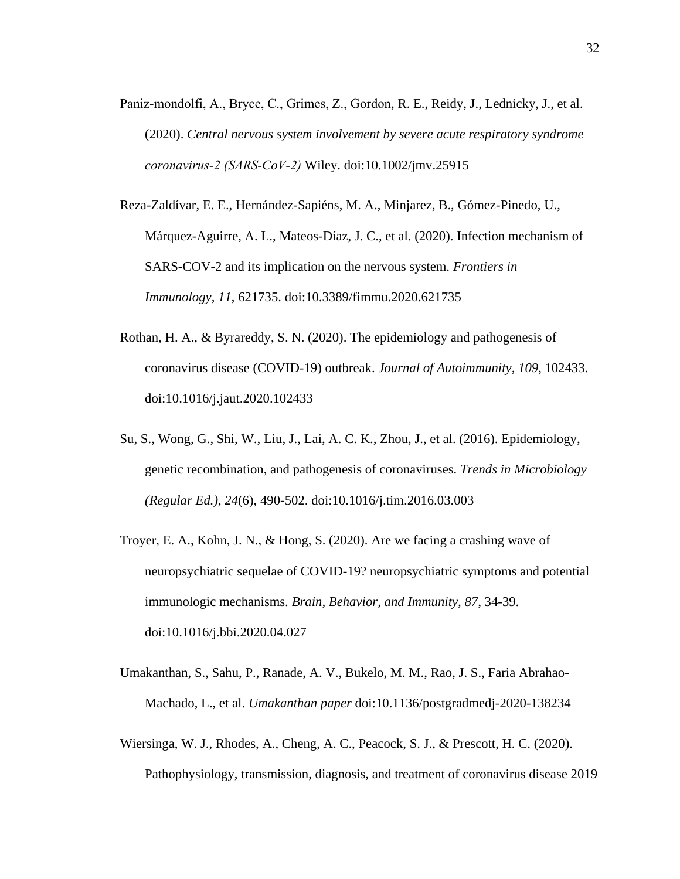Paniz-mondolfi, A., Bryce, C., Grimes, Z., Gordon, R. E., Reidy, J., Lednicky, J., et al. (2020). *Central nervous system involvement by severe acute respiratory syndrome coronavirus-2 (SARS-CoV-2)* Wiley. doi:10.1002/jmv.25915

Reza-Zaldívar, E. E., Hernández-Sapiéns, M. A., Minjarez, B., Gómez-Pinedo, U., Márquez-Aguirre, A. L., Mateos-Díaz, J. C., et al. (2020). Infection mechanism of SARS-COV-2 and its implication on the nervous system. *Frontiers in Immunology, 11*, 621735. doi:10.3389/fimmu.2020.621735

Rothan, H. A., & Byrareddy, S. N. (2020). The epidemiology and pathogenesis of coronavirus disease (COVID-19) outbreak. *Journal of Autoimmunity, 109*, 102433. doi:10.1016/j.jaut.2020.102433

Su, S., Wong, G., Shi, W., Liu, J., Lai, A. C. K., Zhou, J., et al. (2016). Epidemiology, genetic recombination, and pathogenesis of coronaviruses. *Trends in Microbiology (Regular Ed.), 24*(6), 490-502. doi:10.1016/j.tim.2016.03.003

Troyer, E. A., Kohn, J. N., & Hong, S. (2020). Are we facing a crashing wave of neuropsychiatric sequelae of COVID-19? neuropsychiatric symptoms and potential immunologic mechanisms. *Brain, Behavior, and Immunity, 87*, 34-39. doi:10.1016/j.bbi.2020.04.027

Umakanthan, S., Sahu, P., Ranade, A. V., Bukelo, M. M., Rao, J. S., Faria Abrahao-Machado, L., et al. *Umakanthan paper* doi:10.1136/postgradmedj-2020-138234

Wiersinga, W. J., Rhodes, A., Cheng, A. C., Peacock, S. J., & Prescott, H. C. (2020). Pathophysiology, transmission, diagnosis, and treatment of coronavirus disease 2019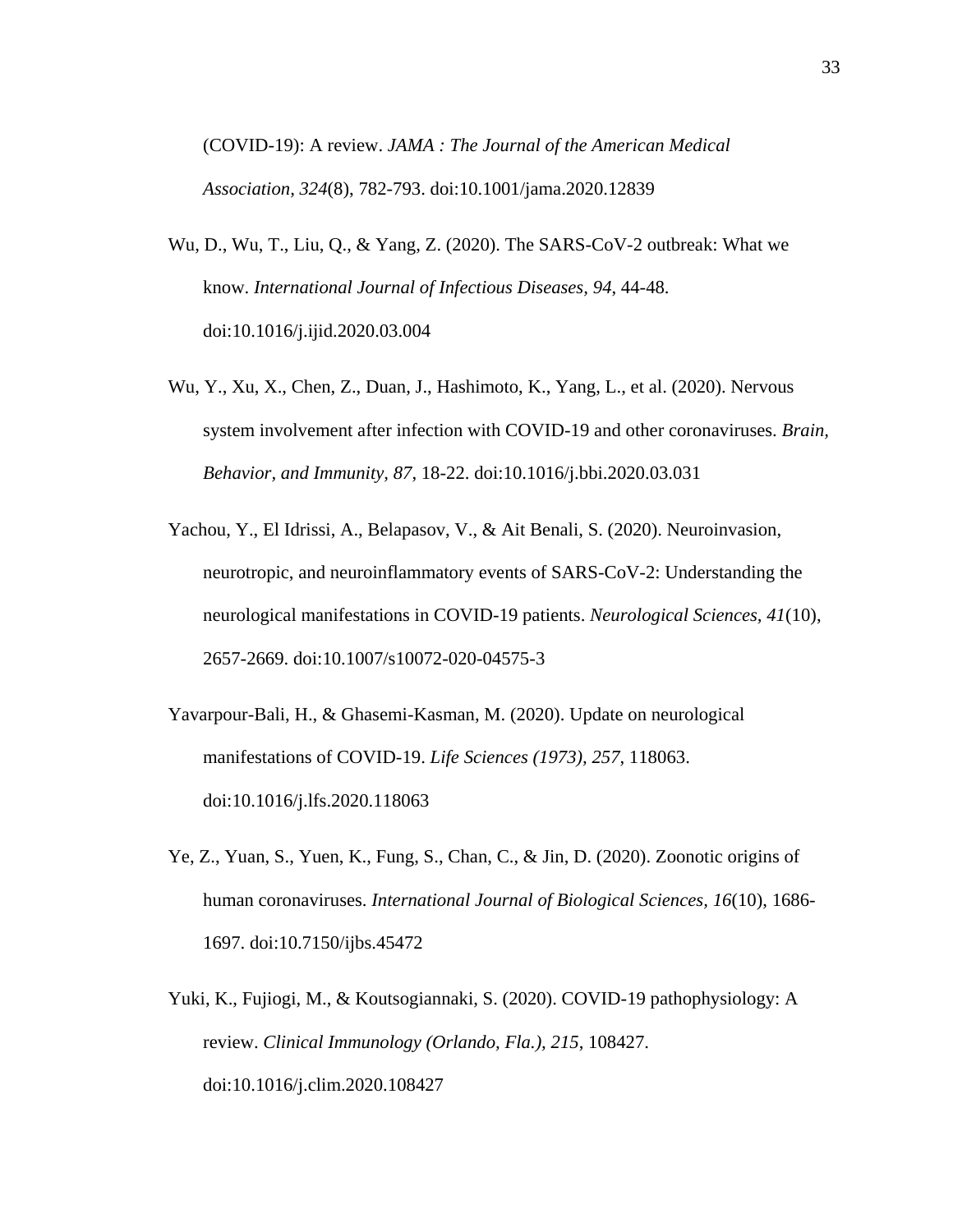(COVID-19): A review. *JAMA : The Journal of the American Medical Association, 324*(8), 782-793. doi:10.1001/jama.2020.12839

Wu, D., Wu, T., Liu, Q., & Yang, Z. (2020). The SARS-CoV-2 outbreak: What we know. *International Journal of Infectious Diseases, 94*, 44-48. doi:10.1016/j.ijid.2020.03.004

Wu, Y., Xu, X., Chen, Z., Duan, J., Hashimoto, K., Yang, L., et al. (2020). Nervous system involvement after infection with COVID-19 and other coronaviruses. *Brain, Behavior, and Immunity, 87*, 18-22. doi:10.1016/j.bbi.2020.03.031

Yachou, Y., El Idrissi, A., Belapasov, V., & Ait Benali, S. (2020). Neuroinvasion, neurotropic, and neuroinflammatory events of SARS-CoV-2: Understanding the neurological manifestations in COVID-19 patients. *Neurological Sciences, 41*(10), 2657-2669. doi:10.1007/s10072-020-04575-3

Yavarpour-Bali, H., & Ghasemi-Kasman, M. (2020). Update on neurological manifestations of COVID-19. *Life Sciences (1973), 257*, 118063. doi:10.1016/j.lfs.2020.118063

Ye, Z., Yuan, S., Yuen, K., Fung, S., Chan, C., & Jin, D. (2020). Zoonotic origins of human coronaviruses. *International Journal of Biological Sciences, 16*(10), 1686-1697. doi:10.7150/ijbs.45472

Yuki, K., Fujiogi, M., & Koutsogiannaki, S. (2020). COVID-19 pathophysiology: A review. *Clinical Immunology (Orlando, Fla.), 215*, 108427. doi:10.1016/j.clim.2020.108427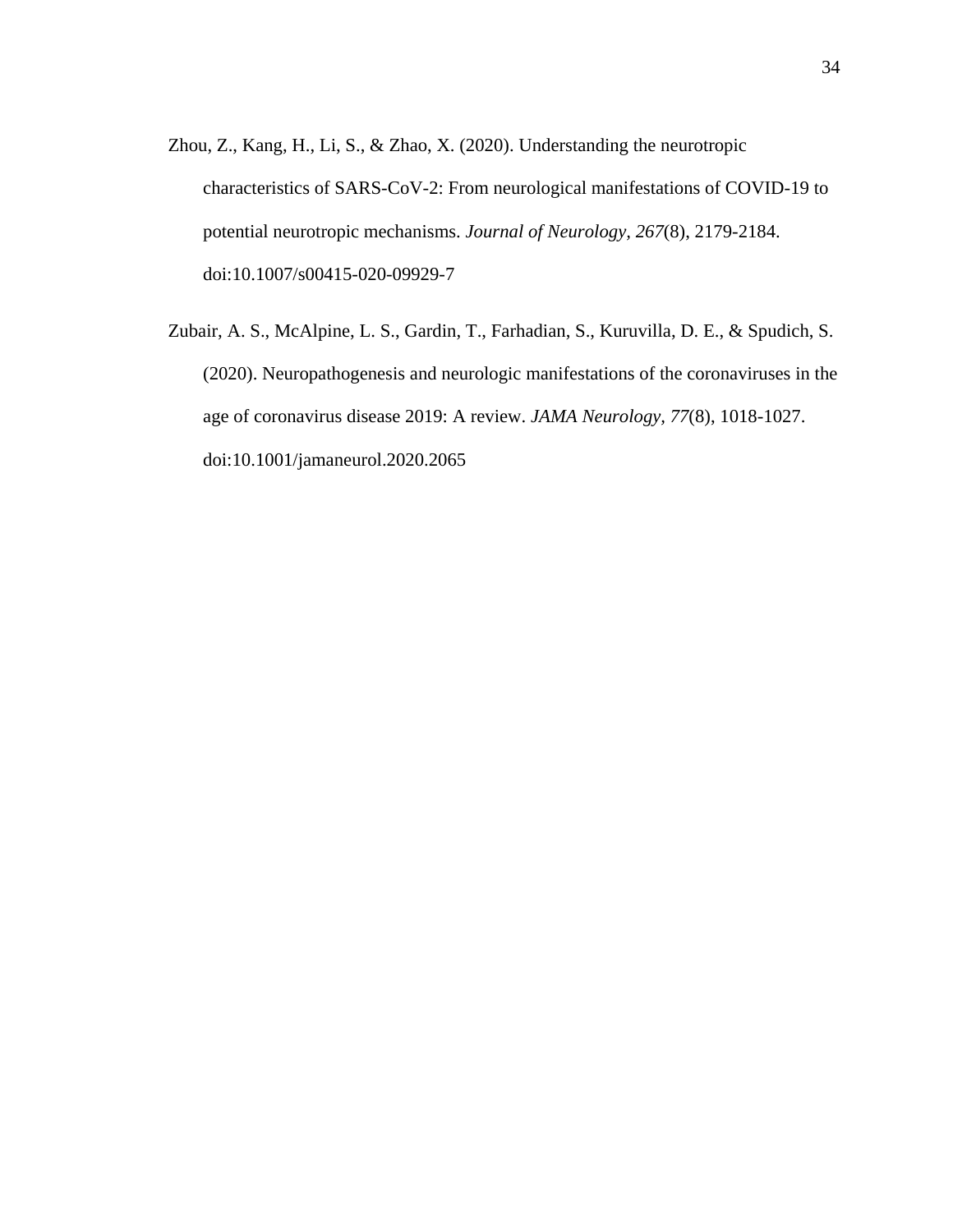Zhou, Z., Kang, H., Li, S., & Zhao, X. (2020). Understanding the neurotropic characteristics of SARS-CoV-2: From neurological manifestations of COVID-19 to potential neurotropic mechanisms. *Journal of Neurology, 267*(8), 2179-2184. doi:10.1007/s00415-020-09929-7

Zubair, A. S., McAlpine, L. S., Gardin, T., Farhadian, S., Kuruvilla, D. E., & Spudich, S. (2020). Neuropathogenesis and neurologic manifestations of the coronaviruses in the age of coronavirus disease 2019: A review. *JAMA Neurology, 77*(8), 1018-1027. doi:10.1001/jamaneurol.2020.2065